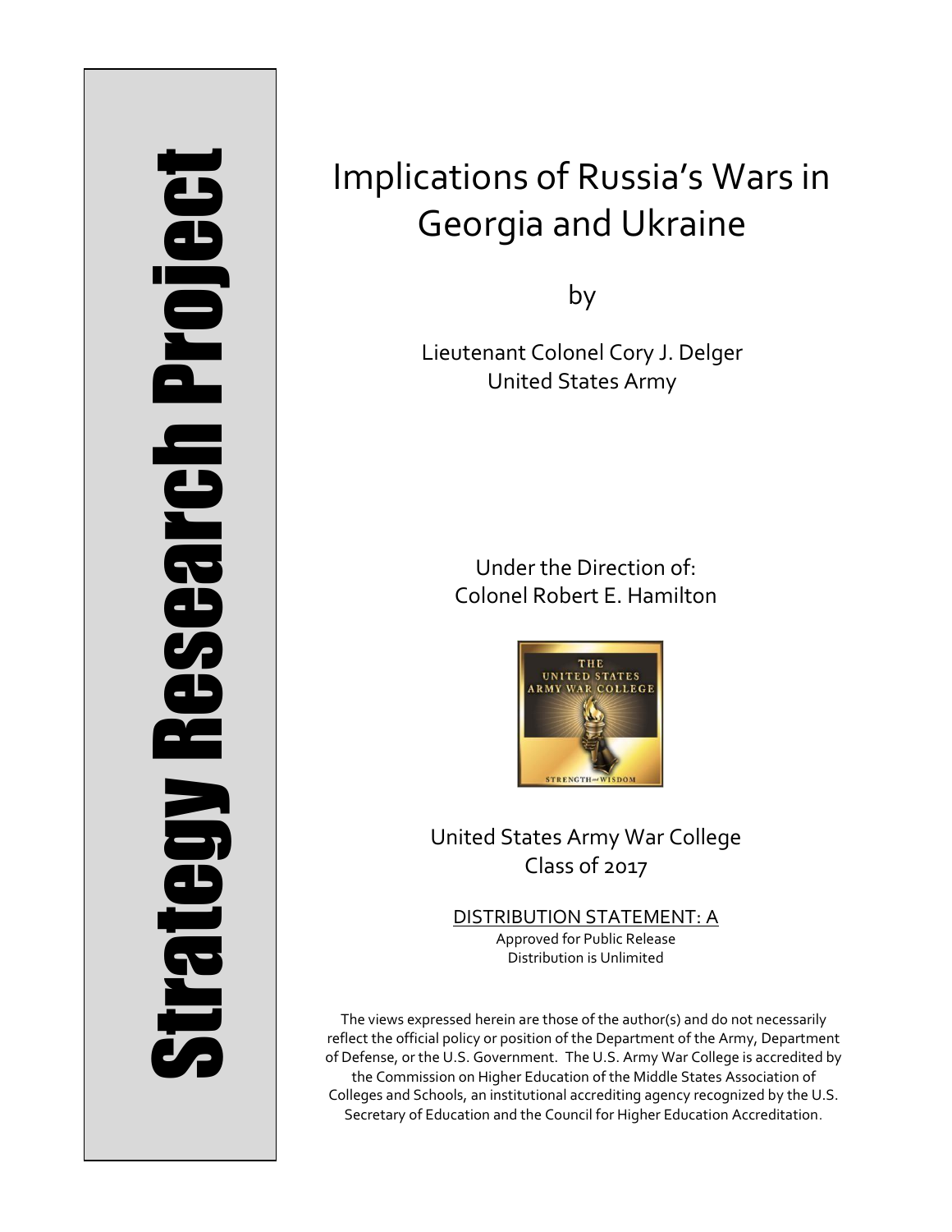Strategy Research Project

# Implications of Russia's Wars in Georgia and Ukraine

by

Lieutenant Colonel Cory J. Delger
United States Army

Under the Direction of:
Colonel Robert E. Hamilton

THE UNITED STATES ARMY WAR COLLEGE
STRENGTH and WISDOM

United States Army War College
Class of 2017

DISTRIBUTION STATEMENT: A
Approved for Public Release
Distribution is Unlimited

The views expressed herein are those of the author(s) and do not necessarily reflect the official policy or position of the Department of the Army, Department of Defense, or the U.S. Government. The U.S. Army War College is accredited by the Commission on Higher Education of the Middle States Association of Colleges and Schools, an institutional accrediting agency recognized by the U.S. Secretary of Education and the Council for Higher Education Accreditation.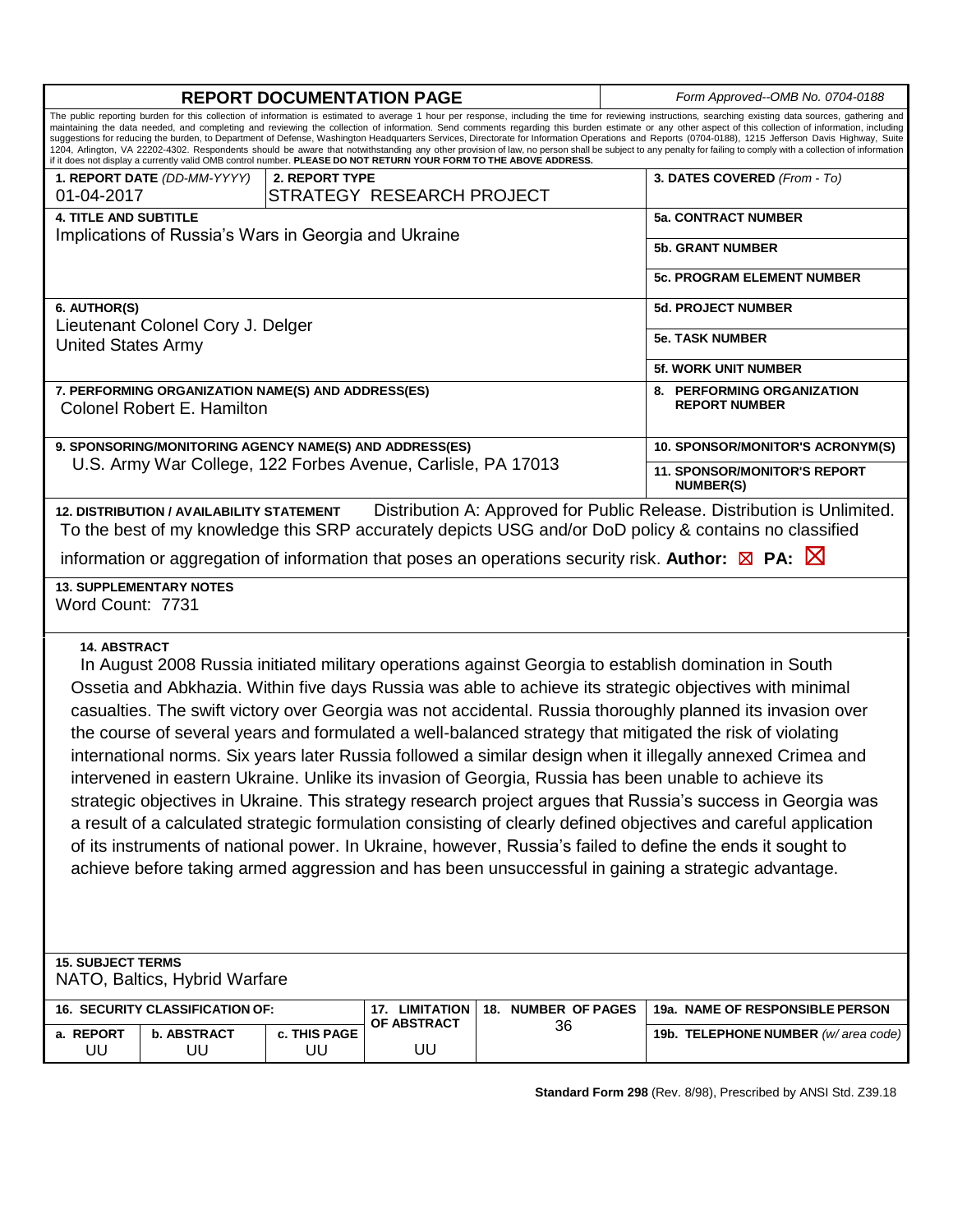# REPORT DOCUMENTATION PAGE

*Form Approved--OMB No. 0704-0188*

The public reporting burden for this collection of information is estimated to average 1 hour per response, including the time for reviewing instructions, searching existing data sources, gathering and maintaining the data needed, and completing and reviewing the collection of information. Send comments regarding this burden estimate or any other aspect of this collection of information, including suggestions for reducing the burden, to Department of Defense, Washington Headquarters Services, Directorate for Information Operations and Reports (0704-0188), 1215 Jefferson Davis Highway, Suite 1204, Arlington, VA 22202-4302. Respondents should be aware that notwithstanding any other provision of law, no person shall be subject to any penalty for failing to comply with a collection of information if it does not display a currently valid OMB control number. **PLEASE DO NOT RETURN YOUR FORM TO THE ABOVE ADDRESS.**

| | | |
|---|---|---|
| **1. REPORT DATE** *(DD-MM-YYYY)* 01-04-2017 | **2. REPORT TYPE** STRATEGY RESEARCH PROJECT | **3. DATES COVERED** *(From - To)* |
| **4. TITLE AND SUBTITLE** Implications of Russia's Wars in Georgia and Ukraine | | **5a. CONTRACT NUMBER** |
| | | **5b. GRANT NUMBER** |
| | | **5c. PROGRAM ELEMENT NUMBER** |
| **6. AUTHOR(S)** Lieutenant Colonel Cory J. Delger United States Army | | **5d. PROJECT NUMBER** |
| | | **5e. TASK NUMBER** |
| | | **5f. WORK UNIT NUMBER** |
| **7. PERFORMING ORGANIZATION NAME(S) AND ADDRESS(ES)** Colonel Robert E. Hamilton | | **8. PERFORMING ORGANIZATION REPORT NUMBER** |
| **9. SPONSORING/MONITORING AGENCY NAME(S) AND ADDRESS(ES)** U.S. Army War College, 122 Forbes Avenue, Carlisle, PA 17013 | | **10. SPONSOR/MONITOR'S ACRONYM(S)** |
| | | **11. SPONSOR/MONITOR'S REPORT NUMBER(S)** |

**12. DISTRIBUTION / AVAILABILITY STATEMENT** Distribution A: Approved for Public Release. Distribution is Unlimited.

To the best of my knowledge this SRP accurately depicts USG and/or DoD policy & contains no classified information or aggregation of information that poses an operations security risk. **Author:** ☒ **PA:** ☒

**13. SUPPLEMENTARY NOTES**

Word Count: 7731

**14. ABSTRACT**

In August 2008 Russia initiated military operations against Georgia to establish domination in South Ossetia and Abkhazia. Within five days Russia was able to achieve its strategic objectives with minimal casualties. The swift victory over Georgia was not accidental. Russia thoroughly planned its invasion over the course of several years and formulated a well-balanced strategy that mitigated the risk of violating international norms. Six years later Russia followed a similar design when it illegally annexed Crimea and intervened in eastern Ukraine. Unlike its invasion of Georgia, Russia has been unable to achieve its strategic objectives in Ukraine. This strategy research project argues that Russia's success in Georgia was a result of a calculated strategic formulation consisting of clearly defined objectives and careful application of its instruments of national power. In Ukraine, however, Russia's failed to define the ends it sought to achieve before taking armed aggression and has been unsuccessful in gaining a strategic advantage.

**15. SUBJECT TERMS**

NATO, Baltics, Hybrid Warfare

| **16. SECURITY CLASSIFICATION OF:** | | | **17. LIMITATION OF ABSTRACT** | **18. NUMBER OF PAGES** | **19a. NAME OF RESPONSIBLE PERSON** |
|---|---|---|---|---|---|
| **a. REPORT** | **b. ABSTRACT** | **c. THIS PAGE** | | 36 | **19b. TELEPHONE NUMBER** *(w/ area code)* |
| UU | UU | UU | UU | | |

**Standard Form 298** (Rev. 8/98), Prescribed by ANSI Std. Z39.18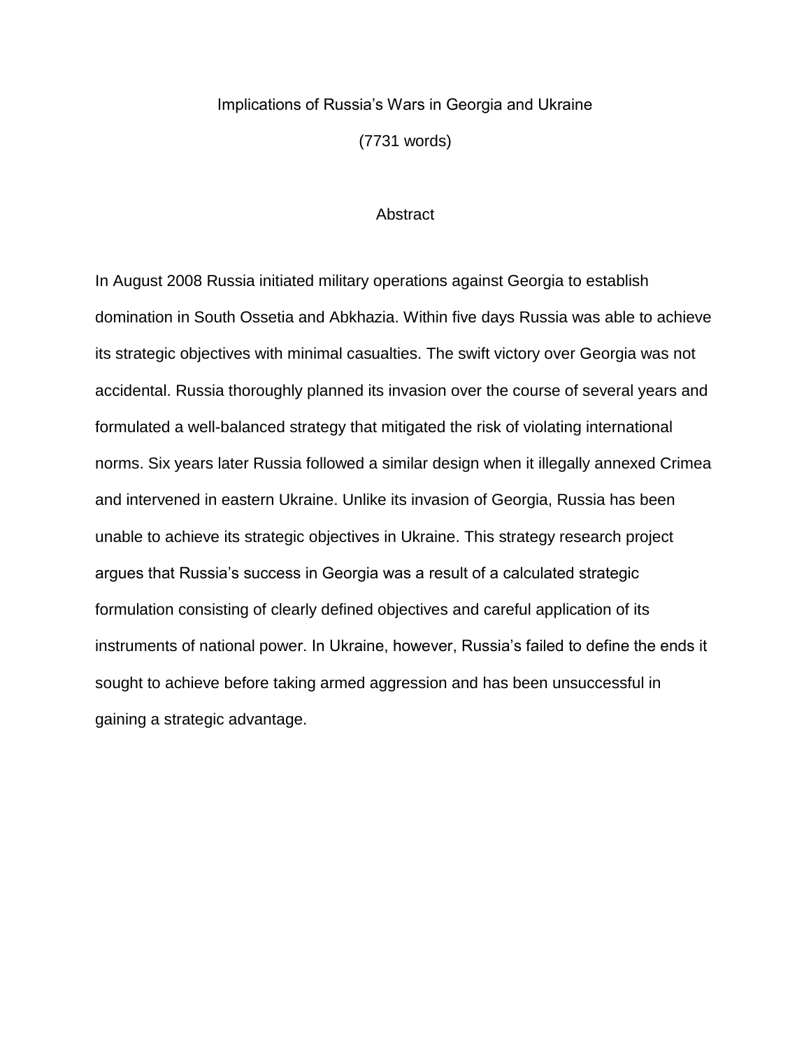# Implications of Russia's Wars in Georgia and Ukraine

(7731 words)

## Abstract

In August 2008 Russia initiated military operations against Georgia to establish domination in South Ossetia and Abkhazia. Within five days Russia was able to achieve its strategic objectives with minimal casualties. The swift victory over Georgia was not accidental. Russia thoroughly planned its invasion over the course of several years and formulated a well-balanced strategy that mitigated the risk of violating international norms. Six years later Russia followed a similar design when it illegally annexed Crimea and intervened in eastern Ukraine. Unlike its invasion of Georgia, Russia has been unable to achieve its strategic objectives in Ukraine. This strategy research project argues that Russia's success in Georgia was a result of a calculated strategic formulation consisting of clearly defined objectives and careful application of its instruments of national power. In Ukraine, however, Russia's failed to define the ends it sought to achieve before taking armed aggression and has been unsuccessful in gaining a strategic advantage.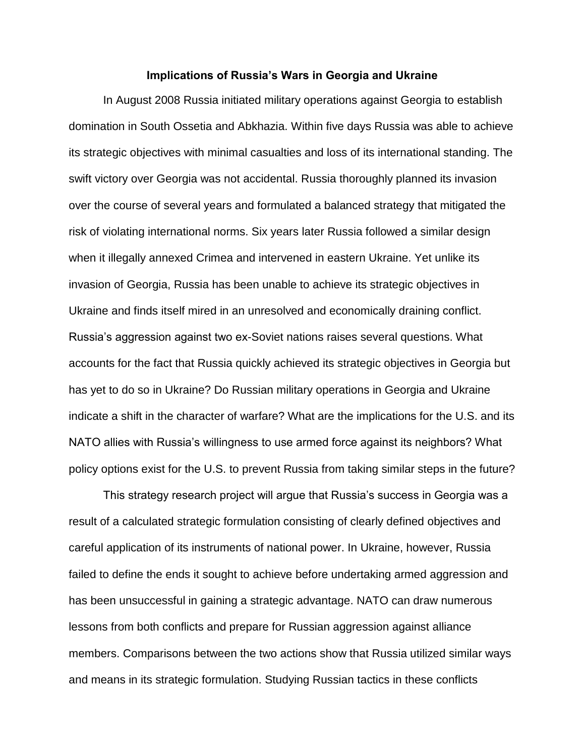## Implications of Russia's Wars in Georgia and Ukraine

In August 2008 Russia initiated military operations against Georgia to establish domination in South Ossetia and Abkhazia. Within five days Russia was able to achieve its strategic objectives with minimal casualties and loss of its international standing. The swift victory over Georgia was not accidental. Russia thoroughly planned its invasion over the course of several years and formulated a balanced strategy that mitigated the risk of violating international norms. Six years later Russia followed a similar design when it illegally annexed Crimea and intervened in eastern Ukraine. Yet unlike its invasion of Georgia, Russia has been unable to achieve its strategic objectives in Ukraine and finds itself mired in an unresolved and economically draining conflict. Russia's aggression against two ex-Soviet nations raises several questions. What accounts for the fact that Russia quickly achieved its strategic objectives in Georgia but has yet to do so in Ukraine? Do Russian military operations in Georgia and Ukraine indicate a shift in the character of warfare? What are the implications for the U.S. and its NATO allies with Russia's willingness to use armed force against its neighbors? What policy options exist for the U.S. to prevent Russia from taking similar steps in the future?

This strategy research project will argue that Russia's success in Georgia was a result of a calculated strategic formulation consisting of clearly defined objectives and careful application of its instruments of national power. In Ukraine, however, Russia failed to define the ends it sought to achieve before undertaking armed aggression and has been unsuccessful in gaining a strategic advantage. NATO can draw numerous lessons from both conflicts and prepare for Russian aggression against alliance members. Comparisons between the two actions show that Russia utilized similar ways and means in its strategic formulation. Studying Russian tactics in these conflicts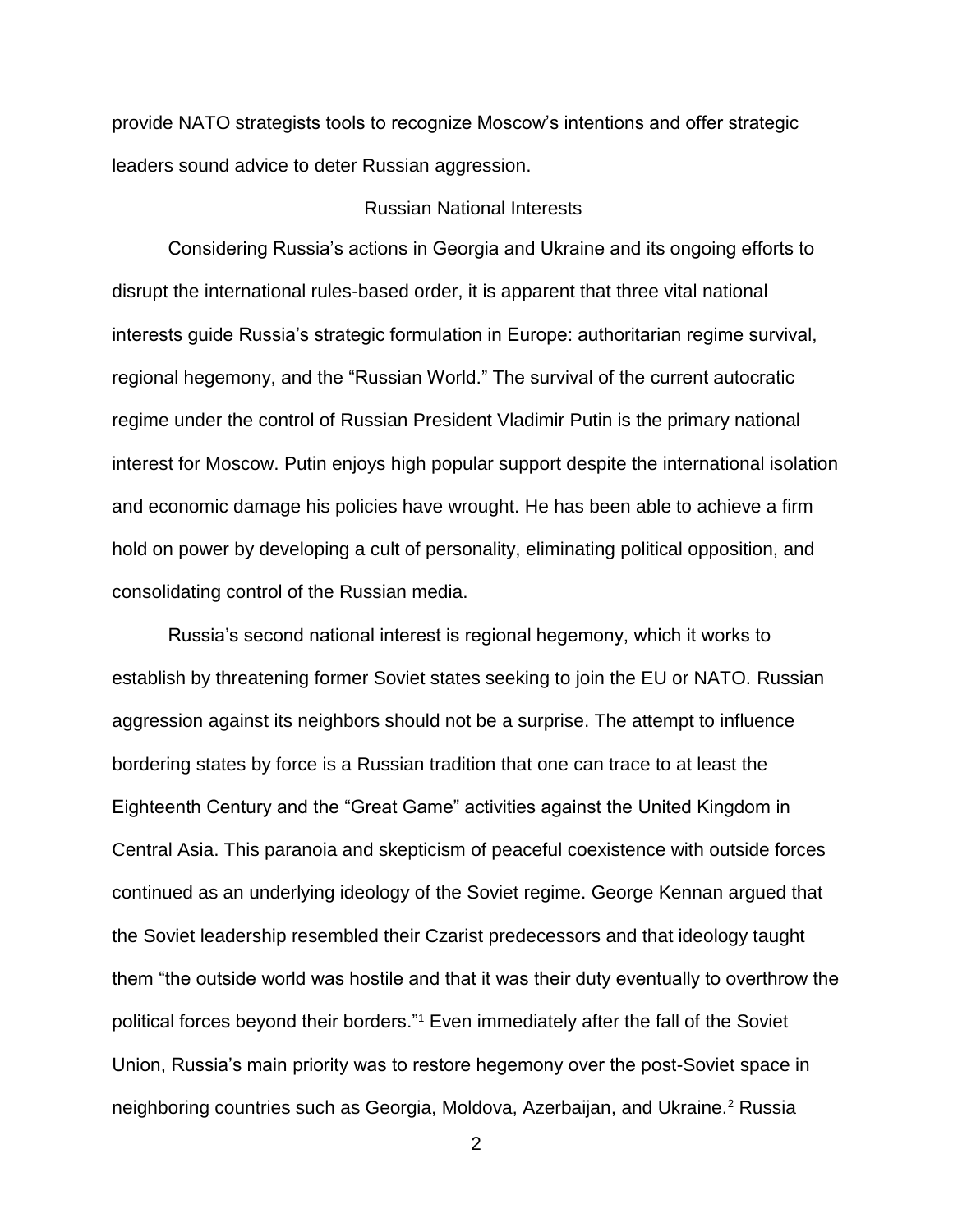provide NATO strategists tools to recognize Moscow's intentions and offer strategic leaders sound advice to deter Russian aggression.

## Russian National Interests

Considering Russia's actions in Georgia and Ukraine and its ongoing efforts to disrupt the international rules-based order, it is apparent that three vital national interests guide Russia's strategic formulation in Europe: authoritarian regime survival, regional hegemony, and the "Russian World." The survival of the current autocratic regime under the control of Russian President Vladimir Putin is the primary national interest for Moscow. Putin enjoys high popular support despite the international isolation and economic damage his policies have wrought. He has been able to achieve a firm hold on power by developing a cult of personality, eliminating political opposition, and consolidating control of the Russian media.

Russia's second national interest is regional hegemony, which it works to establish by threatening former Soviet states seeking to join the EU or NATO. Russian aggression against its neighbors should not be a surprise. The attempt to influence bordering states by force is a Russian tradition that one can trace to at least the Eighteenth Century and the "Great Game" activities against the United Kingdom in Central Asia. This paranoia and skepticism of peaceful coexistence with outside forces continued as an underlying ideology of the Soviet regime. George Kennan argued that the Soviet leadership resembled their Czarist predecessors and that ideology taught them "the outside world was hostile and that it was their duty eventually to overthrow the political forces beyond their borders."[1] Even immediately after the fall of the Soviet Union, Russia's main priority was to restore hegemony over the post-Soviet space in neighboring countries such as Georgia, Moldova, Azerbaijan, and Ukraine.[2] Russia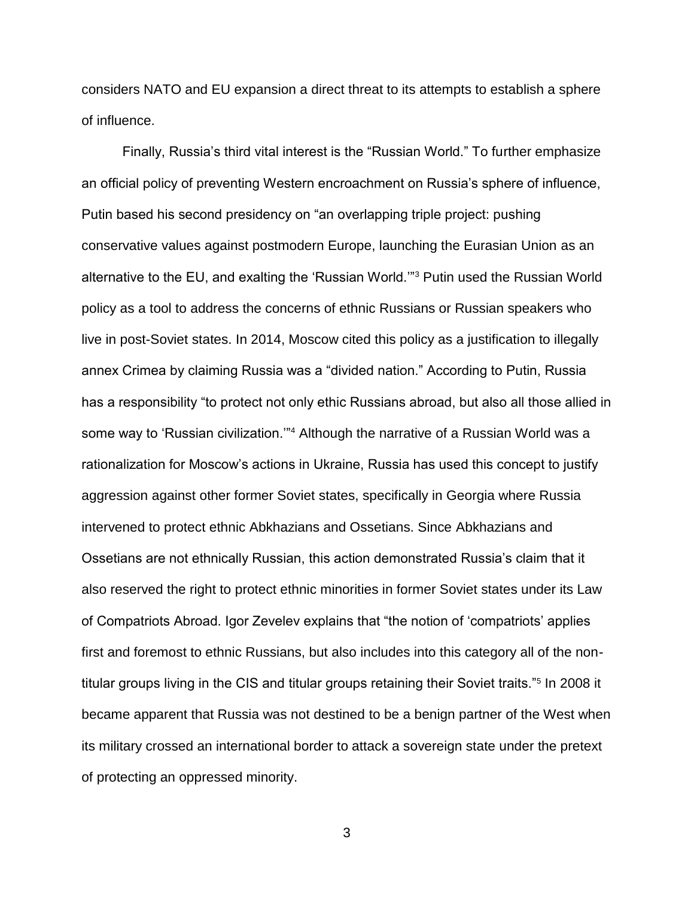considers NATO and EU expansion a direct threat to its attempts to establish a sphere of influence.

Finally, Russia's third vital interest is the "Russian World." To further emphasize an official policy of preventing Western encroachment on Russia's sphere of influence, Putin based his second presidency on "an overlapping triple project: pushing conservative values against postmodern Europe, launching the Eurasian Union as an alternative to the EU, and exalting the 'Russian World.'"[3] Putin used the Russian World policy as a tool to address the concerns of ethnic Russians or Russian speakers who live in post-Soviet states. In 2014, Moscow cited this policy as a justification to illegally annex Crimea by claiming Russia was a "divided nation." According to Putin, Russia has a responsibility "to protect not only ethic Russians abroad, but also all those allied in some way to 'Russian civilization.'"[4] Although the narrative of a Russian World was a rationalization for Moscow's actions in Ukraine, Russia has used this concept to justify aggression against other former Soviet states, specifically in Georgia where Russia intervened to protect ethnic Abkhazians and Ossetians. Since Abkhazians and Ossetians are not ethnically Russian, this action demonstrated Russia's claim that it also reserved the right to protect ethnic minorities in former Soviet states under its Law of Compatriots Abroad. Igor Zevelev explains that "the notion of 'compatriots' applies first and foremost to ethnic Russians, but also includes into this category all of the non-titular groups living in the CIS and titular groups retaining their Soviet traits."[5] In 2008 it became apparent that Russia was not destined to be a benign partner of the West when its military crossed an international border to attack a sovereign state under the pretext of protecting an oppressed minority.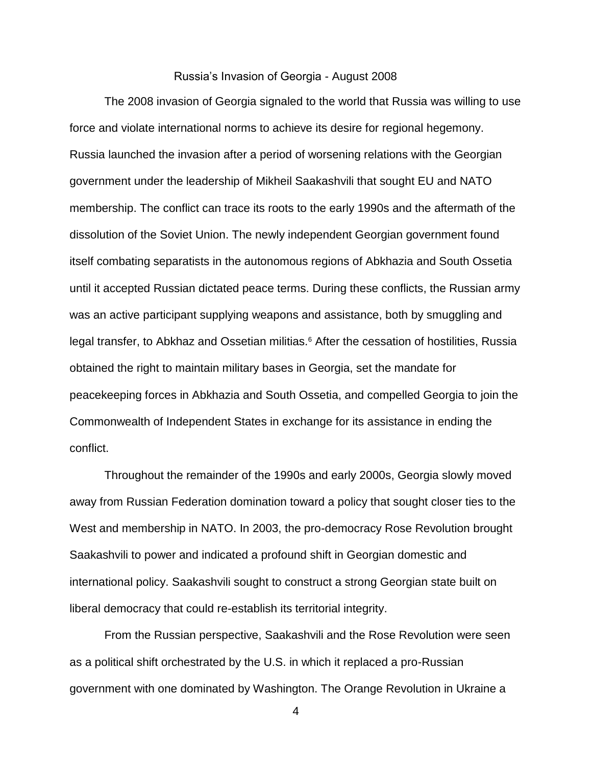## Russia's Invasion of Georgia - August 2008

The 2008 invasion of Georgia signaled to the world that Russia was willing to use force and violate international norms to achieve its desire for regional hegemony. Russia launched the invasion after a period of worsening relations with the Georgian government under the leadership of Mikheil Saakashvili that sought EU and NATO membership. The conflict can trace its roots to the early 1990s and the aftermath of the dissolution of the Soviet Union. The newly independent Georgian government found itself combating separatists in the autonomous regions of Abkhazia and South Ossetia until it accepted Russian dictated peace terms. During these conflicts, the Russian army was an active participant supplying weapons and assistance, both by smuggling and legal transfer, to Abkhaz and Ossetian militias.[6] After the cessation of hostilities, Russia obtained the right to maintain military bases in Georgia, set the mandate for peacekeeping forces in Abkhazia and South Ossetia, and compelled Georgia to join the Commonwealth of Independent States in exchange for its assistance in ending the conflict.

Throughout the remainder of the 1990s and early 2000s, Georgia slowly moved away from Russian Federation domination toward a policy that sought closer ties to the West and membership in NATO. In 2003, the pro-democracy Rose Revolution brought Saakashvili to power and indicated a profound shift in Georgian domestic and international policy. Saakashvili sought to construct a strong Georgian state built on liberal democracy that could re-establish its territorial integrity.

From the Russian perspective, Saakashvili and the Rose Revolution were seen as a political shift orchestrated by the U.S. in which it replaced a pro-Russian government with one dominated by Washington. The Orange Revolution in Ukraine a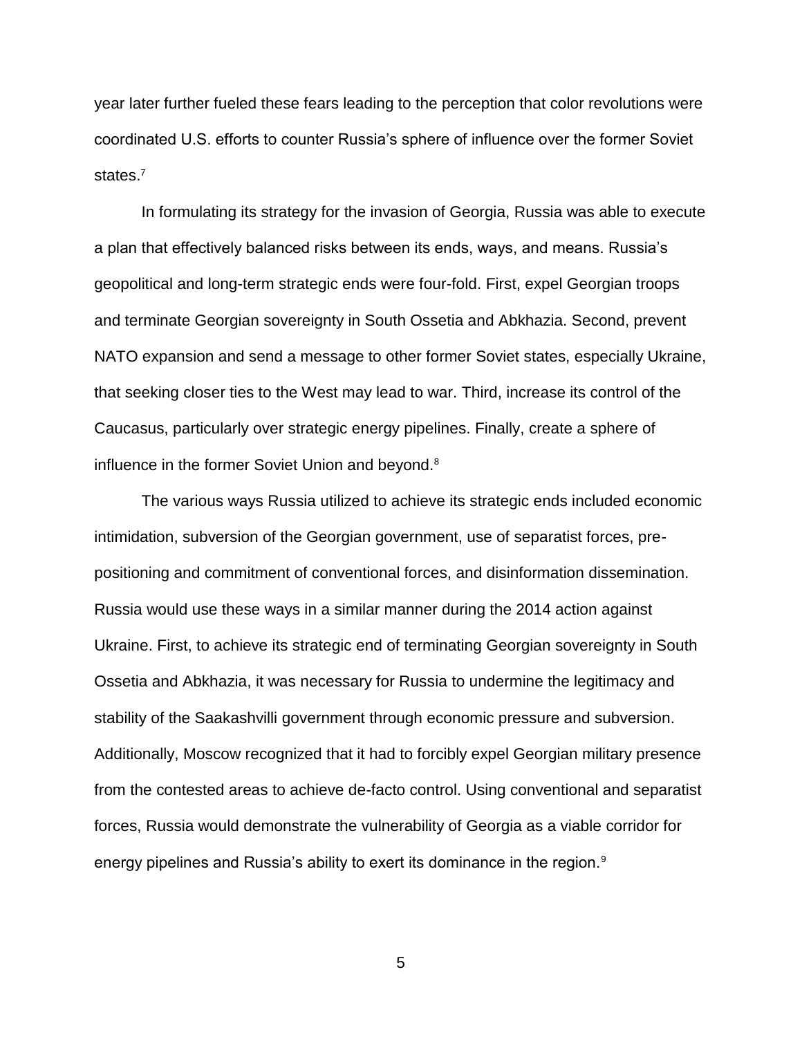year later further fueled these fears leading to the perception that color revolutions were coordinated U.S. efforts to counter Russia's sphere of influence over the former Soviet states.[7]

In formulating its strategy for the invasion of Georgia, Russia was able to execute a plan that effectively balanced risks between its ends, ways, and means. Russia's geopolitical and long-term strategic ends were four-fold. First, expel Georgian troops and terminate Georgian sovereignty in South Ossetia and Abkhazia. Second, prevent NATO expansion and send a message to other former Soviet states, especially Ukraine, that seeking closer ties to the West may lead to war. Third, increase its control of the Caucasus, particularly over strategic energy pipelines. Finally, create a sphere of influence in the former Soviet Union and beyond.[8]

The various ways Russia utilized to achieve its strategic ends included economic intimidation, subversion of the Georgian government, use of separatist forces, pre-positioning and commitment of conventional forces, and disinformation dissemination. Russia would use these ways in a similar manner during the 2014 action against Ukraine. First, to achieve its strategic end of terminating Georgian sovereignty in South Ossetia and Abkhazia, it was necessary for Russia to undermine the legitimacy and stability of the Saakashvilli government through economic pressure and subversion. Additionally, Moscow recognized that it had to forcibly expel Georgian military presence from the contested areas to achieve de-facto control. Using conventional and separatist forces, Russia would demonstrate the vulnerability of Georgia as a viable corridor for energy pipelines and Russia's ability to exert its dominance in the region.[9]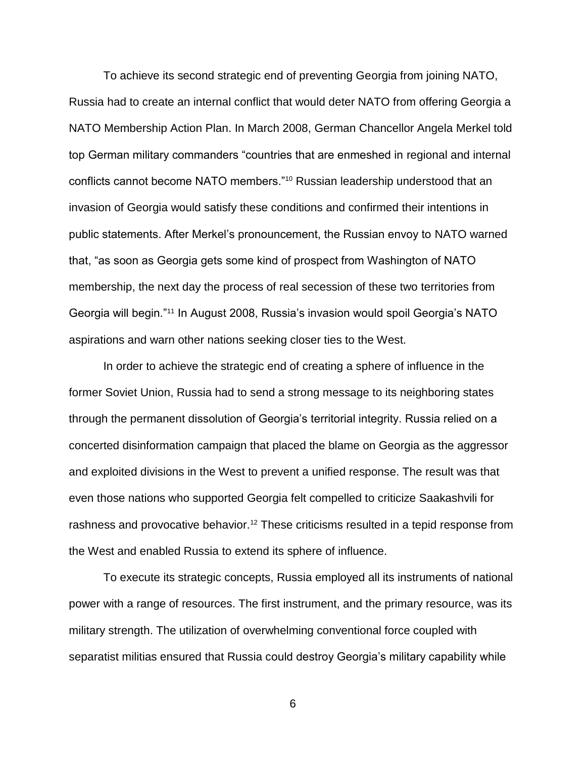To achieve its second strategic end of preventing Georgia from joining NATO, Russia had to create an internal conflict that would deter NATO from offering Georgia a NATO Membership Action Plan. In March 2008, German Chancellor Angela Merkel told top German military commanders "countries that are enmeshed in regional and internal conflicts cannot become NATO members."[10] Russian leadership understood that an invasion of Georgia would satisfy these conditions and confirmed their intentions in public statements. After Merkel's pronouncement, the Russian envoy to NATO warned that, "as soon as Georgia gets some kind of prospect from Washington of NATO membership, the next day the process of real secession of these two territories from Georgia will begin."[11] In August 2008, Russia's invasion would spoil Georgia's NATO aspirations and warn other nations seeking closer ties to the West.

In order to achieve the strategic end of creating a sphere of influence in the former Soviet Union, Russia had to send a strong message to its neighboring states through the permanent dissolution of Georgia's territorial integrity. Russia relied on a concerted disinformation campaign that placed the blame on Georgia as the aggressor and exploited divisions in the West to prevent a unified response. The result was that even those nations who supported Georgia felt compelled to criticize Saakashvili for rashness and provocative behavior.[12] These criticisms resulted in a tepid response from the West and enabled Russia to extend its sphere of influence.

To execute its strategic concepts, Russia employed all its instruments of national power with a range of resources. The first instrument, and the primary resource, was its military strength. The utilization of overwhelming conventional force coupled with separatist militias ensured that Russia could destroy Georgia's military capability while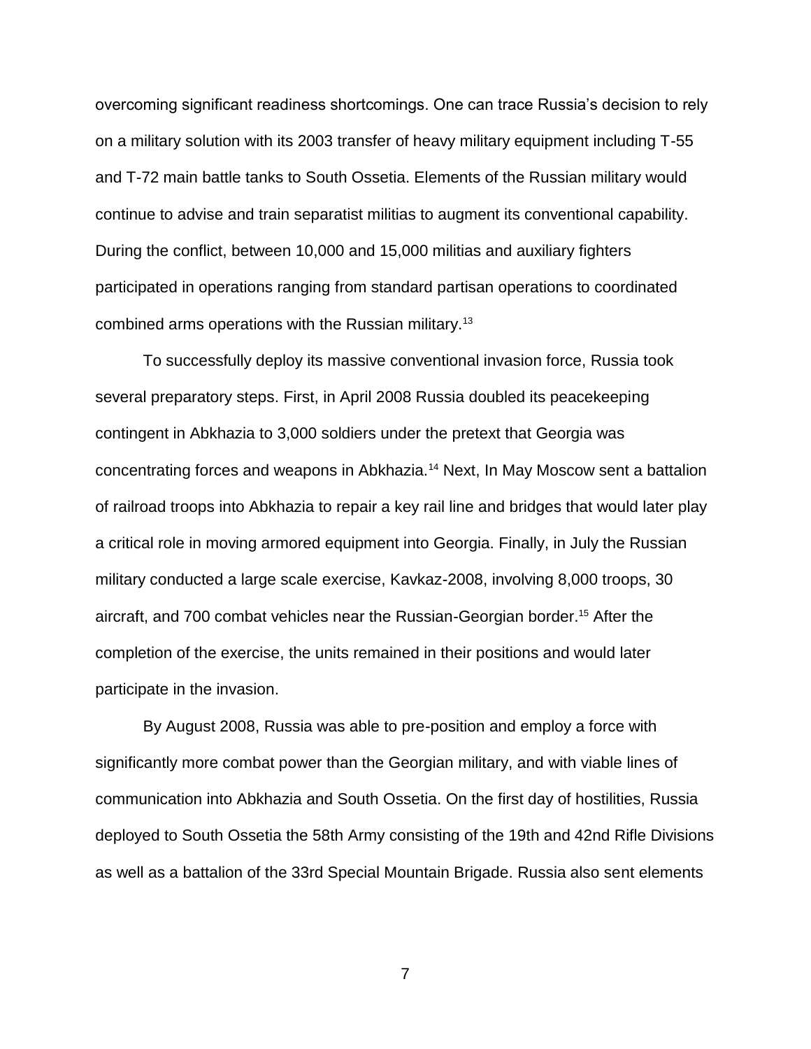overcoming significant readiness shortcomings. One can trace Russia's decision to rely on a military solution with its 2003 transfer of heavy military equipment including T-55 and T-72 main battle tanks to South Ossetia. Elements of the Russian military would continue to advise and train separatist militias to augment its conventional capability. During the conflict, between 10,000 and 15,000 militias and auxiliary fighters participated in operations ranging from standard partisan operations to coordinated combined arms operations with the Russian military.[13]

To successfully deploy its massive conventional invasion force, Russia took several preparatory steps. First, in April 2008 Russia doubled its peacekeeping contingent in Abkhazia to 3,000 soldiers under the pretext that Georgia was concentrating forces and weapons in Abkhazia.[14] Next, In May Moscow sent a battalion of railroad troops into Abkhazia to repair a key rail line and bridges that would later play a critical role in moving armored equipment into Georgia. Finally, in July the Russian military conducted a large scale exercise, Kavkaz-2008, involving 8,000 troops, 30 aircraft, and 700 combat vehicles near the Russian-Georgian border.[15] After the completion of the exercise, the units remained in their positions and would later participate in the invasion.

By August 2008, Russia was able to pre-position and employ a force with significantly more combat power than the Georgian military, and with viable lines of communication into Abkhazia and South Ossetia. On the first day of hostilities, Russia deployed to South Ossetia the 58th Army consisting of the 19th and 42nd Rifle Divisions as well as a battalion of the 33rd Special Mountain Brigade. Russia also sent elements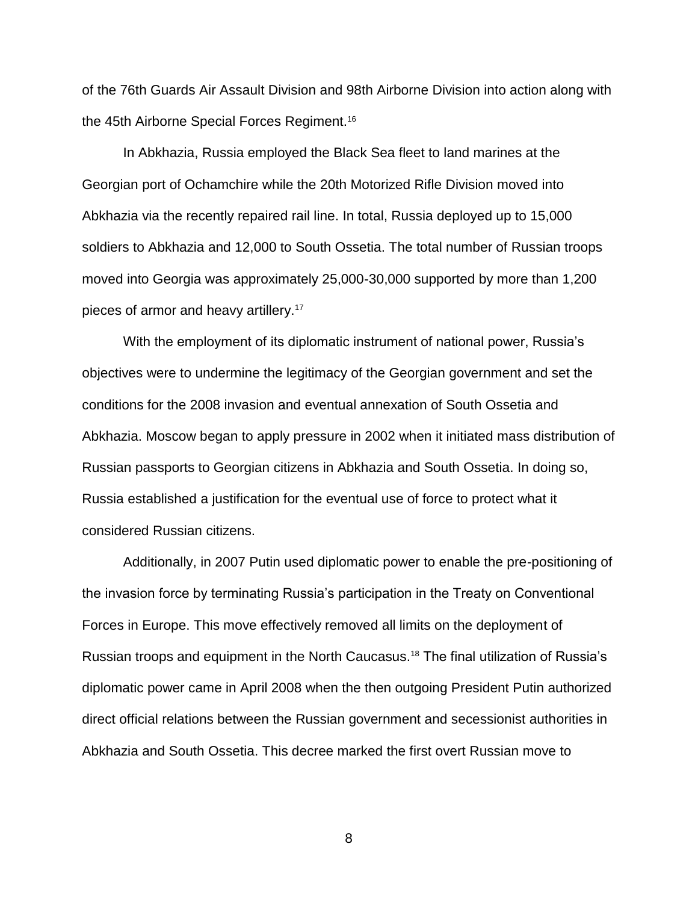of the 76th Guards Air Assault Division and 98th Airborne Division into action along with the 45th Airborne Special Forces Regiment.[16]

In Abkhazia, Russia employed the Black Sea fleet to land marines at the Georgian port of Ochamchire while the 20th Motorized Rifle Division moved into Abkhazia via the recently repaired rail line. In total, Russia deployed up to 15,000 soldiers to Abkhazia and 12,000 to South Ossetia. The total number of Russian troops moved into Georgia was approximately 25,000-30,000 supported by more than 1,200 pieces of armor and heavy artillery.[17]

With the employment of its diplomatic instrument of national power, Russia's objectives were to undermine the legitimacy of the Georgian government and set the conditions for the 2008 invasion and eventual annexation of South Ossetia and Abkhazia. Moscow began to apply pressure in 2002 when it initiated mass distribution of Russian passports to Georgian citizens in Abkhazia and South Ossetia. In doing so, Russia established a justification for the eventual use of force to protect what it considered Russian citizens.

Additionally, in 2007 Putin used diplomatic power to enable the pre-positioning of the invasion force by terminating Russia's participation in the Treaty on Conventional Forces in Europe. This move effectively removed all limits on the deployment of Russian troops and equipment in the North Caucasus.[18] The final utilization of Russia's diplomatic power came in April 2008 when the then outgoing President Putin authorized direct official relations between the Russian government and secessionist authorities in Abkhazia and South Ossetia. This decree marked the first overt Russian move to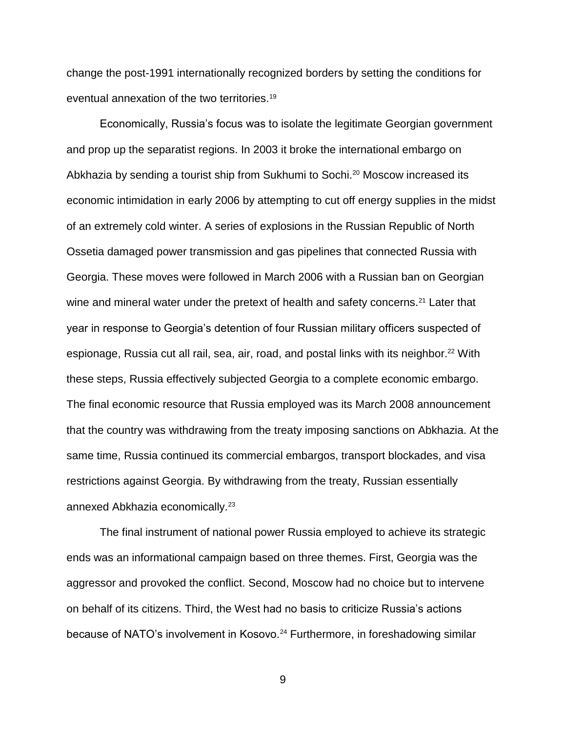change the post-1991 internationally recognized borders by setting the conditions for eventual annexation of the two territories.[19]

Economically, Russia's focus was to isolate the legitimate Georgian government and prop up the separatist regions. In 2003 it broke the international embargo on Abkhazia by sending a tourist ship from Sukhumi to Sochi.[20] Moscow increased its economic intimidation in early 2006 by attempting to cut off energy supplies in the midst of an extremely cold winter. A series of explosions in the Russian Republic of North Ossetia damaged power transmission and gas pipelines that connected Russia with Georgia. These moves were followed in March 2006 with a Russian ban on Georgian wine and mineral water under the pretext of health and safety concerns.[21] Later that year in response to Georgia's detention of four Russian military officers suspected of espionage, Russia cut all rail, sea, air, road, and postal links with its neighbor.[22] With these steps, Russia effectively subjected Georgia to a complete economic embargo. The final economic resource that Russia employed was its March 2008 announcement that the country was withdrawing from the treaty imposing sanctions on Abkhazia. At the same time, Russia continued its commercial embargos, transport blockades, and visa restrictions against Georgia. By withdrawing from the treaty, Russian essentially annexed Abkhazia economically.[23]

The final instrument of national power Russia employed to achieve its strategic ends was an informational campaign based on three themes. First, Georgia was the aggressor and provoked the conflict. Second, Moscow had no choice but to intervene on behalf of its citizens. Third, the West had no basis to criticize Russia's actions because of NATO's involvement in Kosovo.[24] Furthermore, in foreshadowing similar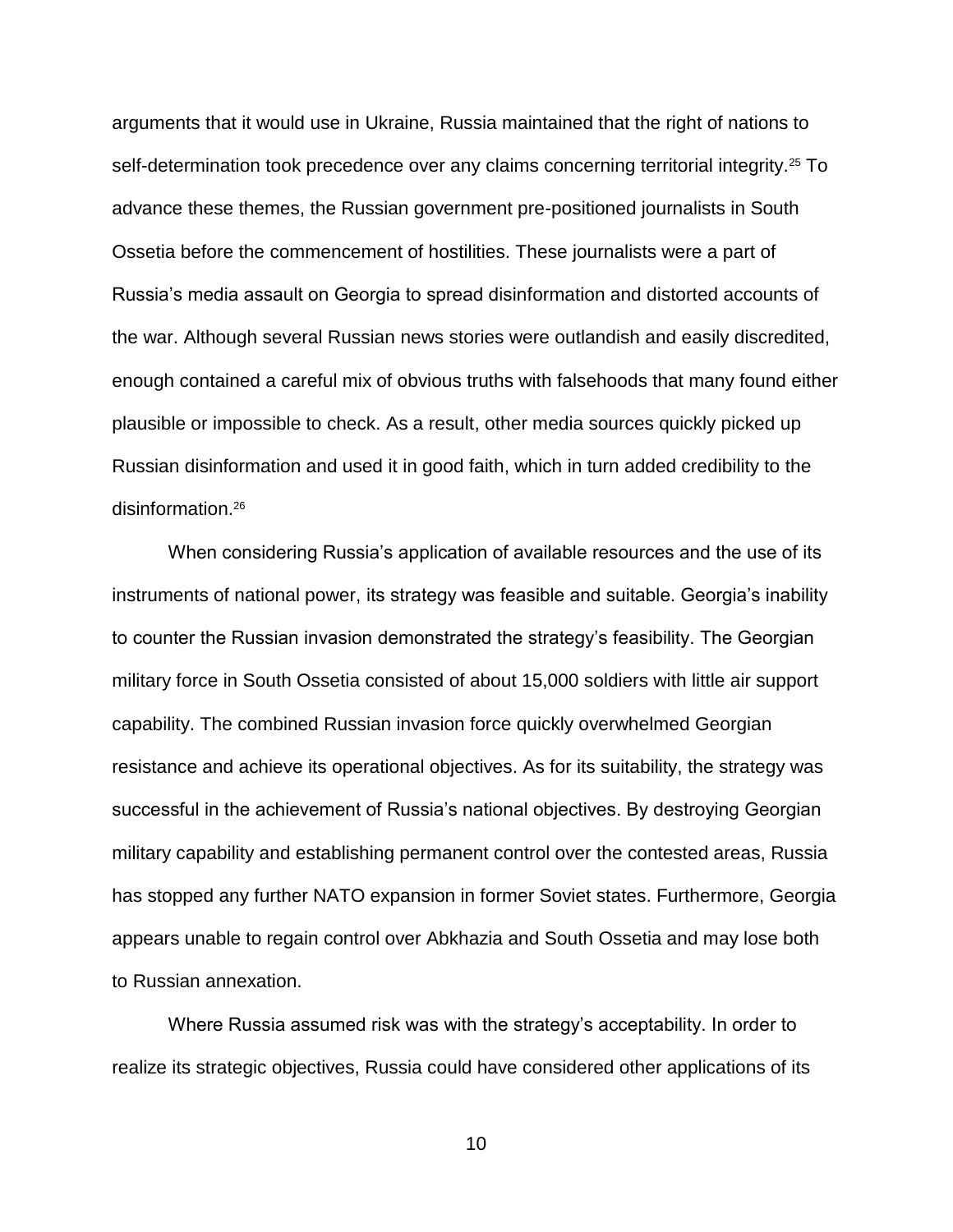arguments that it would use in Ukraine, Russia maintained that the right of nations to self-determination took precedence over any claims concerning territorial integrity.[25] To advance these themes, the Russian government pre-positioned journalists in South Ossetia before the commencement of hostilities. These journalists were a part of Russia's media assault on Georgia to spread disinformation and distorted accounts of the war. Although several Russian news stories were outlandish and easily discredited, enough contained a careful mix of obvious truths with falsehoods that many found either plausible or impossible to check. As a result, other media sources quickly picked up Russian disinformation and used it in good faith, which in turn added credibility to the disinformation.[26]

When considering Russia's application of available resources and the use of its instruments of national power, its strategy was feasible and suitable. Georgia's inability to counter the Russian invasion demonstrated the strategy's feasibility. The Georgian military force in South Ossetia consisted of about 15,000 soldiers with little air support capability. The combined Russian invasion force quickly overwhelmed Georgian resistance and achieve its operational objectives. As for its suitability, the strategy was successful in the achievement of Russia's national objectives. By destroying Georgian military capability and establishing permanent control over the contested areas, Russia has stopped any further NATO expansion in former Soviet states. Furthermore, Georgia appears unable to regain control over Abkhazia and South Ossetia and may lose both to Russian annexation.

Where Russia assumed risk was with the strategy's acceptability. In order to realize its strategic objectives, Russia could have considered other applications of its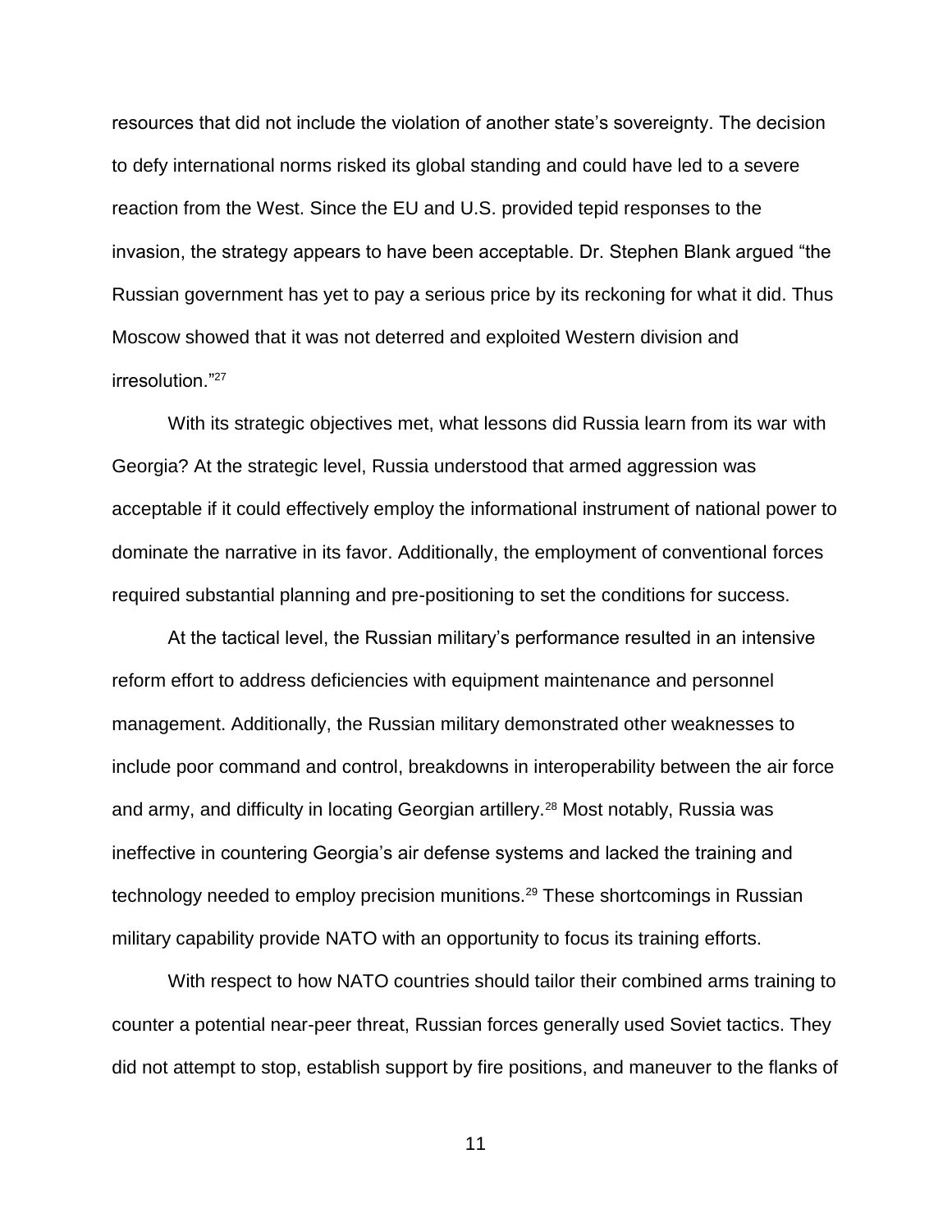resources that did not include the violation of another state's sovereignty. The decision to defy international norms risked its global standing and could have led to a severe reaction from the West. Since the EU and U.S. provided tepid responses to the invasion, the strategy appears to have been acceptable. Dr. Stephen Blank argued "the Russian government has yet to pay a serious price by its reckoning for what it did. Thus Moscow showed that it was not deterred and exploited Western division and irresolution."[27]

With its strategic objectives met, what lessons did Russia learn from its war with Georgia? At the strategic level, Russia understood that armed aggression was acceptable if it could effectively employ the informational instrument of national power to dominate the narrative in its favor. Additionally, the employment of conventional forces required substantial planning and pre-positioning to set the conditions for success.

At the tactical level, the Russian military's performance resulted in an intensive reform effort to address deficiencies with equipment maintenance and personnel management. Additionally, the Russian military demonstrated other weaknesses to include poor command and control, breakdowns in interoperability between the air force and army, and difficulty in locating Georgian artillery.[28] Most notably, Russia was ineffective in countering Georgia's air defense systems and lacked the training and technology needed to employ precision munitions.[29] These shortcomings in Russian military capability provide NATO with an opportunity to focus its training efforts.

With respect to how NATO countries should tailor their combined arms training to counter a potential near-peer threat, Russian forces generally used Soviet tactics. They did not attempt to stop, establish support by fire positions, and maneuver to the flanks of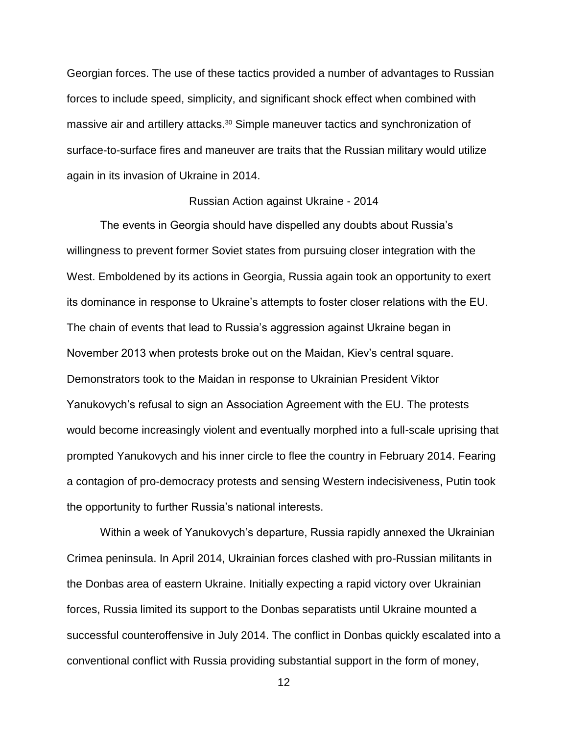Georgian forces. The use of these tactics provided a number of advantages to Russian forces to include speed, simplicity, and significant shock effect when combined with massive air and artillery attacks.[30] Simple maneuver tactics and synchronization of surface-to-surface fires and maneuver are traits that the Russian military would utilize again in its invasion of Ukraine in 2014.

## Russian Action against Ukraine - 2014

The events in Georgia should have dispelled any doubts about Russia's willingness to prevent former Soviet states from pursuing closer integration with the West. Emboldened by its actions in Georgia, Russia again took an opportunity to exert its dominance in response to Ukraine's attempts to foster closer relations with the EU. The chain of events that lead to Russia's aggression against Ukraine began in November 2013 when protests broke out on the Maidan, Kiev's central square. Demonstrators took to the Maidan in response to Ukrainian President Viktor Yanukovych's refusal to sign an Association Agreement with the EU. The protests would become increasingly violent and eventually morphed into a full-scale uprising that prompted Yanukovych and his inner circle to flee the country in February 2014. Fearing a contagion of pro-democracy protests and sensing Western indecisiveness, Putin took the opportunity to further Russia's national interests.

Within a week of Yanukovych's departure, Russia rapidly annexed the Ukrainian Crimea peninsula. In April 2014, Ukrainian forces clashed with pro-Russian militants in the Donbas area of eastern Ukraine. Initially expecting a rapid victory over Ukrainian forces, Russia limited its support to the Donbas separatists until Ukraine mounted a successful counteroffensive in July 2014. The conflict in Donbas quickly escalated into a conventional conflict with Russia providing substantial support in the form of money,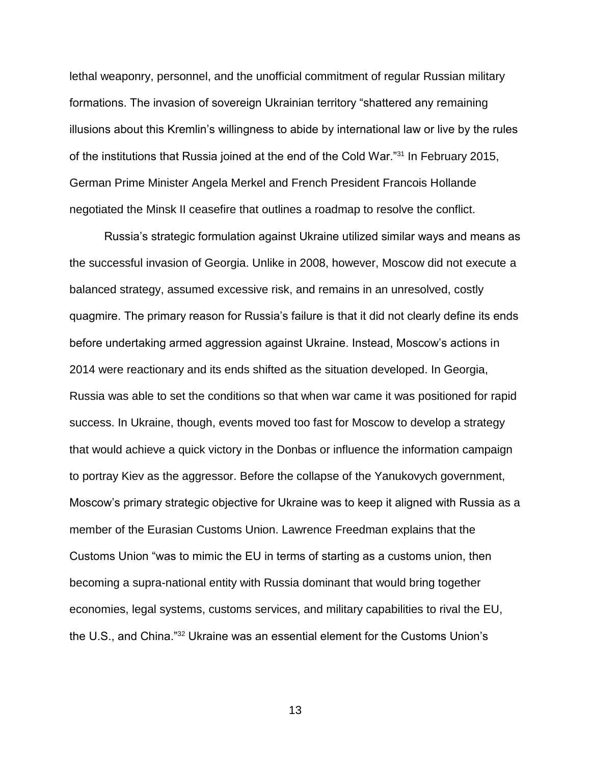lethal weaponry, personnel, and the unofficial commitment of regular Russian military formations. The invasion of sovereign Ukrainian territory "shattered any remaining illusions about this Kremlin's willingness to abide by international law or live by the rules of the institutions that Russia joined at the end of the Cold War."[31] In February 2015, German Prime Minister Angela Merkel and French President Francois Hollande negotiated the Minsk II ceasefire that outlines a roadmap to resolve the conflict.

Russia's strategic formulation against Ukraine utilized similar ways and means as the successful invasion of Georgia. Unlike in 2008, however, Moscow did not execute a balanced strategy, assumed excessive risk, and remains in an unresolved, costly quagmire. The primary reason for Russia's failure is that it did not clearly define its ends before undertaking armed aggression against Ukraine. Instead, Moscow's actions in 2014 were reactionary and its ends shifted as the situation developed. In Georgia, Russia was able to set the conditions so that when war came it was positioned for rapid success. In Ukraine, though, events moved too fast for Moscow to develop a strategy that would achieve a quick victory in the Donbas or influence the information campaign to portray Kiev as the aggressor. Before the collapse of the Yanukovych government, Moscow's primary strategic objective for Ukraine was to keep it aligned with Russia as a member of the Eurasian Customs Union. Lawrence Freedman explains that the Customs Union "was to mimic the EU in terms of starting as a customs union, then becoming a supra-national entity with Russia dominant that would bring together economies, legal systems, customs services, and military capabilities to rival the EU, the U.S., and China."[32] Ukraine was an essential element for the Customs Union's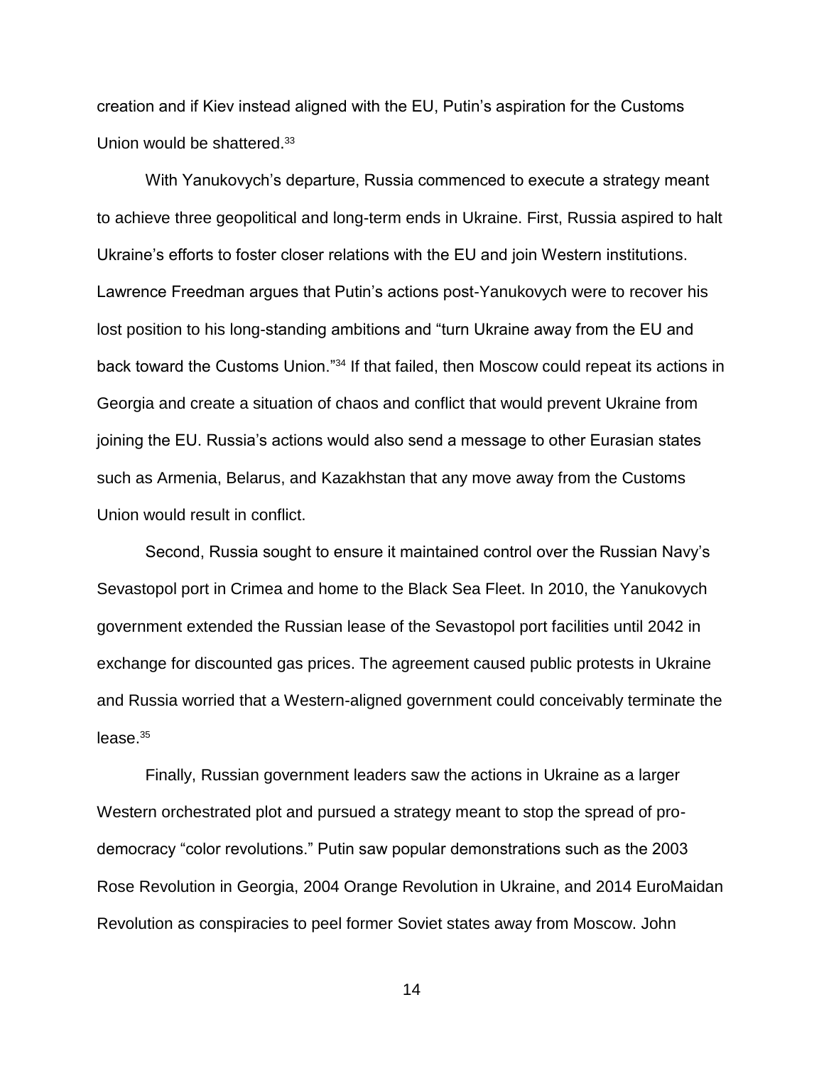creation and if Kiev instead aligned with the EU, Putin's aspiration for the Customs Union would be shattered.[33]

With Yanukovych's departure, Russia commenced to execute a strategy meant to achieve three geopolitical and long-term ends in Ukraine. First, Russia aspired to halt Ukraine's efforts to foster closer relations with the EU and join Western institutions. Lawrence Freedman argues that Putin's actions post-Yanukovych were to recover his lost position to his long-standing ambitions and "turn Ukraine away from the EU and back toward the Customs Union."[34] If that failed, then Moscow could repeat its actions in Georgia and create a situation of chaos and conflict that would prevent Ukraine from joining the EU. Russia's actions would also send a message to other Eurasian states such as Armenia, Belarus, and Kazakhstan that any move away from the Customs Union would result in conflict.

Second, Russia sought to ensure it maintained control over the Russian Navy's Sevastopol port in Crimea and home to the Black Sea Fleet. In 2010, the Yanukovych government extended the Russian lease of the Sevastopol port facilities until 2042 in exchange for discounted gas prices. The agreement caused public protests in Ukraine and Russia worried that a Western-aligned government could conceivably terminate the lease.[35]

Finally, Russian government leaders saw the actions in Ukraine as a larger Western orchestrated plot and pursued a strategy meant to stop the spread of pro-democracy "color revolutions." Putin saw popular demonstrations such as the 2003 Rose Revolution in Georgia, 2004 Orange Revolution in Ukraine, and 2014 EuroMaidan Revolution as conspiracies to peel former Soviet states away from Moscow. John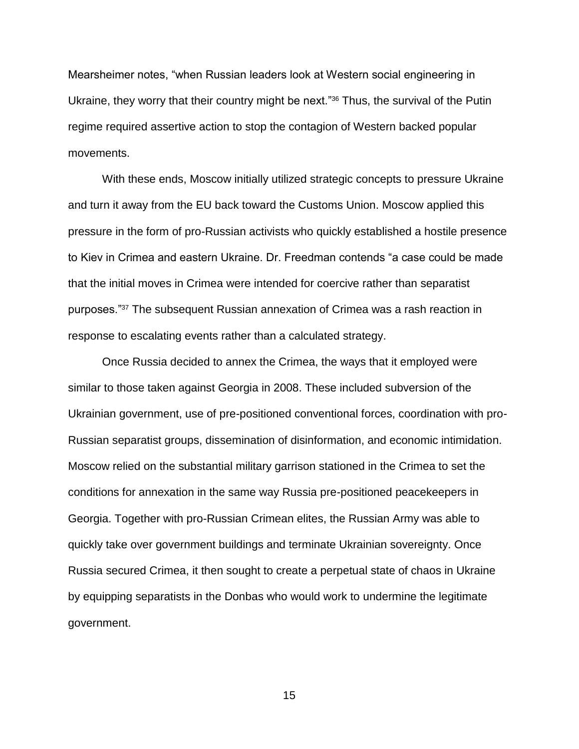Mearsheimer notes, "when Russian leaders look at Western social engineering in Ukraine, they worry that their country might be next."[36] Thus, the survival of the Putin regime required assertive action to stop the contagion of Western backed popular movements.

With these ends, Moscow initially utilized strategic concepts to pressure Ukraine and turn it away from the EU back toward the Customs Union. Moscow applied this pressure in the form of pro-Russian activists who quickly established a hostile presence to Kiev in Crimea and eastern Ukraine. Dr. Freedman contends "a case could be made that the initial moves in Crimea were intended for coercive rather than separatist purposes."[37] The subsequent Russian annexation of Crimea was a rash reaction in response to escalating events rather than a calculated strategy.

Once Russia decided to annex the Crimea, the ways that it employed were similar to those taken against Georgia in 2008. These included subversion of the Ukrainian government, use of pre-positioned conventional forces, coordination with pro-Russian separatist groups, dissemination of disinformation, and economic intimidation. Moscow relied on the substantial military garrison stationed in the Crimea to set the conditions for annexation in the same way Russia pre-positioned peacekeepers in Georgia. Together with pro-Russian Crimean elites, the Russian Army was able to quickly take over government buildings and terminate Ukrainian sovereignty. Once Russia secured Crimea, it then sought to create a perpetual state of chaos in Ukraine by equipping separatists in the Donbas who would work to undermine the legitimate government.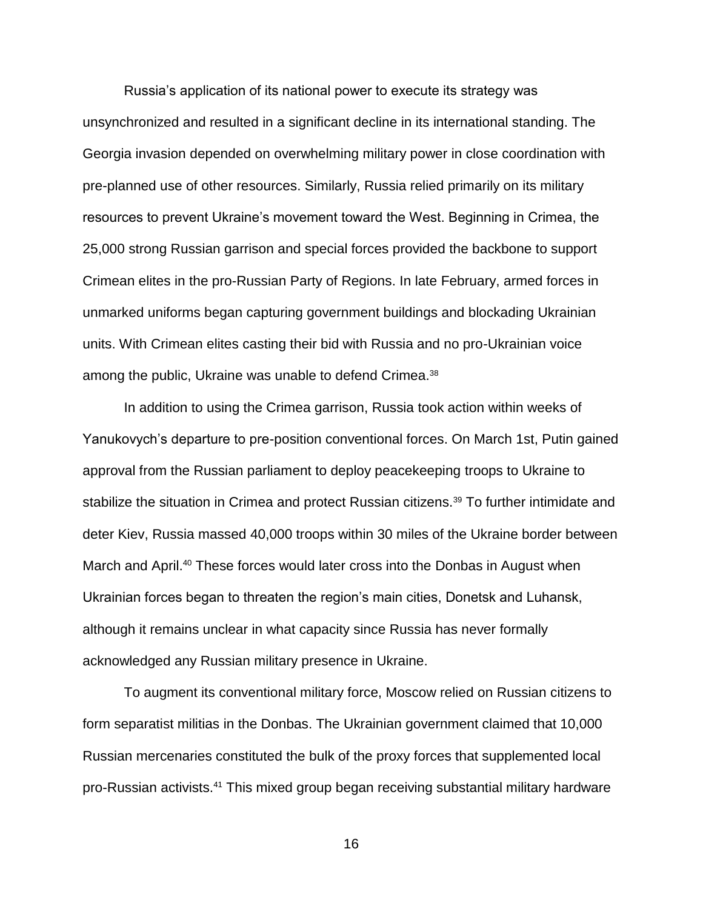Russia's application of its national power to execute its strategy was unsynchronized and resulted in a significant decline in its international standing. The Georgia invasion depended on overwhelming military power in close coordination with pre-planned use of other resources. Similarly, Russia relied primarily on its military resources to prevent Ukraine's movement toward the West. Beginning in Crimea, the 25,000 strong Russian garrison and special forces provided the backbone to support Crimean elites in the pro-Russian Party of Regions. In late February, armed forces in unmarked uniforms began capturing government buildings and blockading Ukrainian units. With Crimean elites casting their bid with Russia and no pro-Ukrainian voice among the public, Ukraine was unable to defend Crimea.[38]

In addition to using the Crimea garrison, Russia took action within weeks of Yanukovych's departure to pre-position conventional forces. On March 1st, Putin gained approval from the Russian parliament to deploy peacekeeping troops to Ukraine to stabilize the situation in Crimea and protect Russian citizens.[39] To further intimidate and deter Kiev, Russia massed 40,000 troops within 30 miles of the Ukraine border between March and April.[40] These forces would later cross into the Donbas in August when Ukrainian forces began to threaten the region's main cities, Donetsk and Luhansk, although it remains unclear in what capacity since Russia has never formally acknowledged any Russian military presence in Ukraine.

To augment its conventional military force, Moscow relied on Russian citizens to form separatist militias in the Donbas. The Ukrainian government claimed that 10,000 Russian mercenaries constituted the bulk of the proxy forces that supplemented local pro-Russian activists.[41] This mixed group began receiving substantial military hardware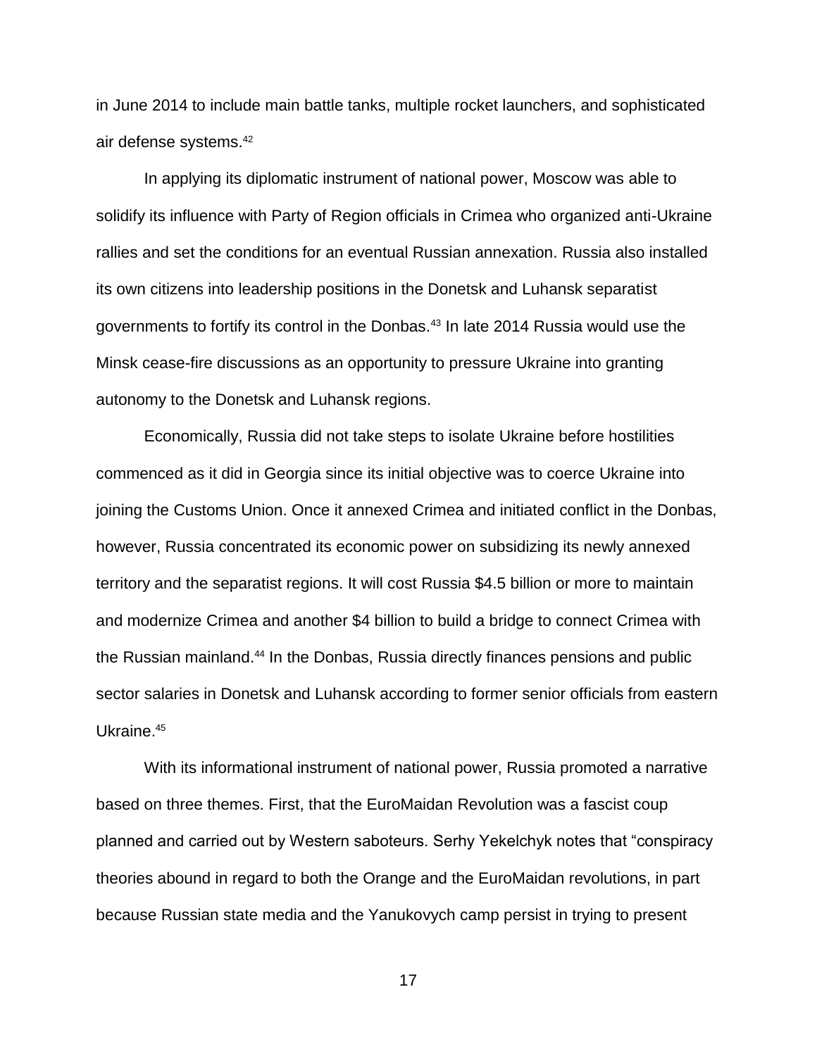in June 2014 to include main battle tanks, multiple rocket launchers, and sophisticated air defense systems.[42]

In applying its diplomatic instrument of national power, Moscow was able to solidify its influence with Party of Region officials in Crimea who organized anti-Ukraine rallies and set the conditions for an eventual Russian annexation. Russia also installed its own citizens into leadership positions in the Donetsk and Luhansk separatist governments to fortify its control in the Donbas.[43] In late 2014 Russia would use the Minsk cease-fire discussions as an opportunity to pressure Ukraine into granting autonomy to the Donetsk and Luhansk regions.

Economically, Russia did not take steps to isolate Ukraine before hostilities commenced as it did in Georgia since its initial objective was to coerce Ukraine into joining the Customs Union. Once it annexed Crimea and initiated conflict in the Donbas, however, Russia concentrated its economic power on subsidizing its newly annexed territory and the separatist regions. It will cost Russia $4.5 billion or more to maintain and modernize Crimea and another $4 billion to build a bridge to connect Crimea with the Russian mainland.[44] In the Donbas, Russia directly finances pensions and public sector salaries in Donetsk and Luhansk according to former senior officials from eastern Ukraine.[45]

With its informational instrument of national power, Russia promoted a narrative based on three themes. First, that the EuroMaidan Revolution was a fascist coup planned and carried out by Western saboteurs. Serhy Yekelchyk notes that "conspiracy theories abound in regard to both the Orange and the EuroMaidan revolutions, in part because Russian state media and the Yanukovych camp persist in trying to present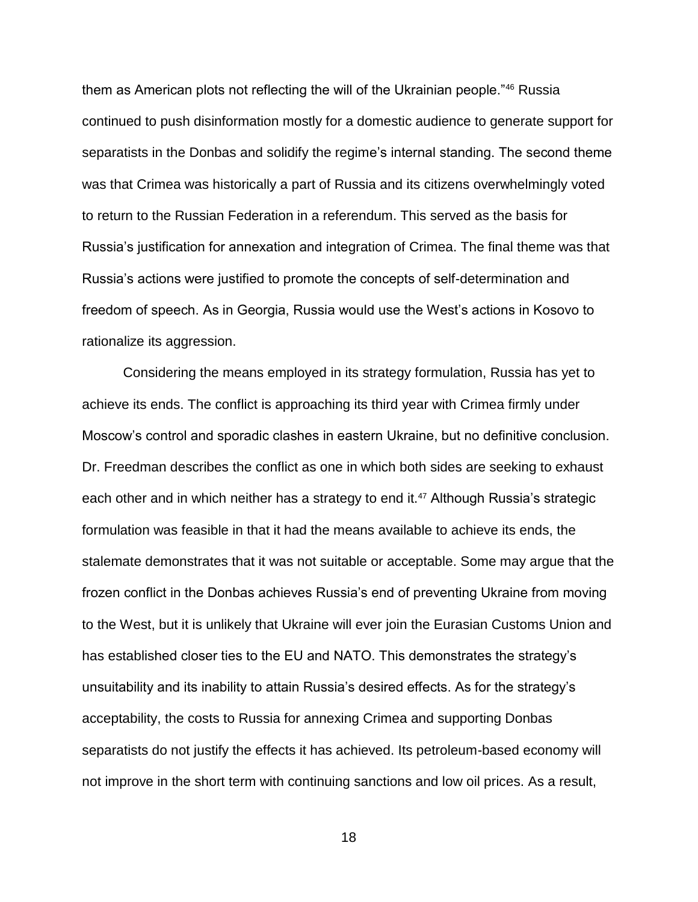them as American plots not reflecting the will of the Ukrainian people."[46] Russia continued to push disinformation mostly for a domestic audience to generate support for separatists in the Donbas and solidify the regime's internal standing. The second theme was that Crimea was historically a part of Russia and its citizens overwhelmingly voted to return to the Russian Federation in a referendum. This served as the basis for Russia's justification for annexation and integration of Crimea. The final theme was that Russia's actions were justified to promote the concepts of self-determination and freedom of speech. As in Georgia, Russia would use the West's actions in Kosovo to rationalize its aggression.

Considering the means employed in its strategy formulation, Russia has yet to achieve its ends. The conflict is approaching its third year with Crimea firmly under Moscow's control and sporadic clashes in eastern Ukraine, but no definitive conclusion. Dr. Freedman describes the conflict as one in which both sides are seeking to exhaust each other and in which neither has a strategy to end it.[47] Although Russia's strategic formulation was feasible in that it had the means available to achieve its ends, the stalemate demonstrates that it was not suitable or acceptable. Some may argue that the frozen conflict in the Donbas achieves Russia's end of preventing Ukraine from moving to the West, but it is unlikely that Ukraine will ever join the Eurasian Customs Union and has established closer ties to the EU and NATO. This demonstrates the strategy's unsuitability and its inability to attain Russia's desired effects. As for the strategy's acceptability, the costs to Russia for annexing Crimea and supporting Donbas separatists do not justify the effects it has achieved. Its petroleum-based economy will not improve in the short term with continuing sanctions and low oil prices. As a result,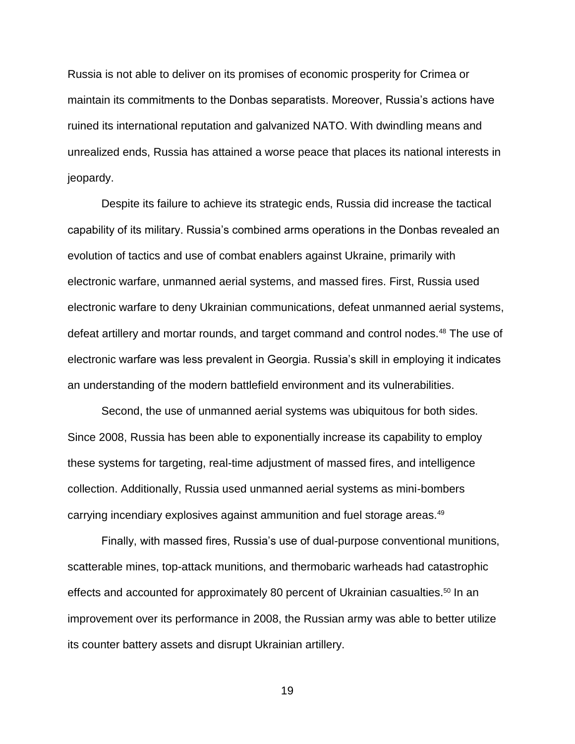Russia is not able to deliver on its promises of economic prosperity for Crimea or maintain its commitments to the Donbas separatists. Moreover, Russia's actions have ruined its international reputation and galvanized NATO. With dwindling means and unrealized ends, Russia has attained a worse peace that places its national interests in jeopardy.

Despite its failure to achieve its strategic ends, Russia did increase the tactical capability of its military. Russia's combined arms operations in the Donbas revealed an evolution of tactics and use of combat enablers against Ukraine, primarily with electronic warfare, unmanned aerial systems, and massed fires. First, Russia used electronic warfare to deny Ukrainian communications, defeat unmanned aerial systems, defeat artillery and mortar rounds, and target command and control nodes.[48] The use of electronic warfare was less prevalent in Georgia. Russia's skill in employing it indicates an understanding of the modern battlefield environment and its vulnerabilities.

Second, the use of unmanned aerial systems was ubiquitous for both sides. Since 2008, Russia has been able to exponentially increase its capability to employ these systems for targeting, real-time adjustment of massed fires, and intelligence collection. Additionally, Russia used unmanned aerial systems as mini-bombers carrying incendiary explosives against ammunition and fuel storage areas.[49]

Finally, with massed fires, Russia's use of dual-purpose conventional munitions, scatterable mines, top-attack munitions, and thermobaric warheads had catastrophic effects and accounted for approximately 80 percent of Ukrainian casualties.[50] In an improvement over its performance in 2008, the Russian army was able to better utilize its counter battery assets and disrupt Ukrainian artillery.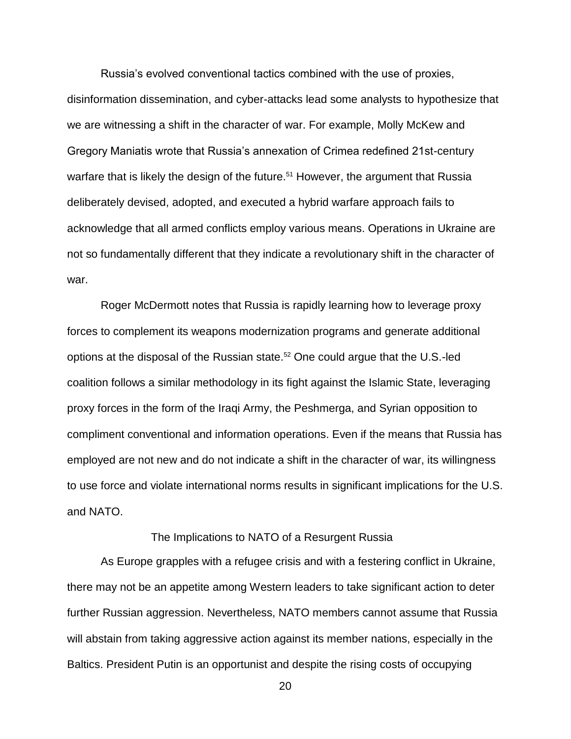Russia's evolved conventional tactics combined with the use of proxies, disinformation dissemination, and cyber-attacks lead some analysts to hypothesize that we are witnessing a shift in the character of war. For example, Molly McKew and Gregory Maniatis wrote that Russia's annexation of Crimea redefined 21st-century warfare that is likely the design of the future.[51] However, the argument that Russia deliberately devised, adopted, and executed a hybrid warfare approach fails to acknowledge that all armed conflicts employ various means. Operations in Ukraine are not so fundamentally different that they indicate a revolutionary shift in the character of war.

Roger McDermott notes that Russia is rapidly learning how to leverage proxy forces to complement its weapons modernization programs and generate additional options at the disposal of the Russian state.[52] One could argue that the U.S.-led coalition follows a similar methodology in its fight against the Islamic State, leveraging proxy forces in the form of the Iraqi Army, the Peshmerga, and Syrian opposition to compliment conventional and information operations. Even if the means that Russia has employed are not new and do not indicate a shift in the character of war, its willingness to use force and violate international norms results in significant implications for the U.S. and NATO.

## The Implications to NATO of a Resurgent Russia

As Europe grapples with a refugee crisis and with a festering conflict in Ukraine, there may not be an appetite among Western leaders to take significant action to deter further Russian aggression. Nevertheless, NATO members cannot assume that Russia will abstain from taking aggressive action against its member nations, especially in the Baltics. President Putin is an opportunist and despite the rising costs of occupying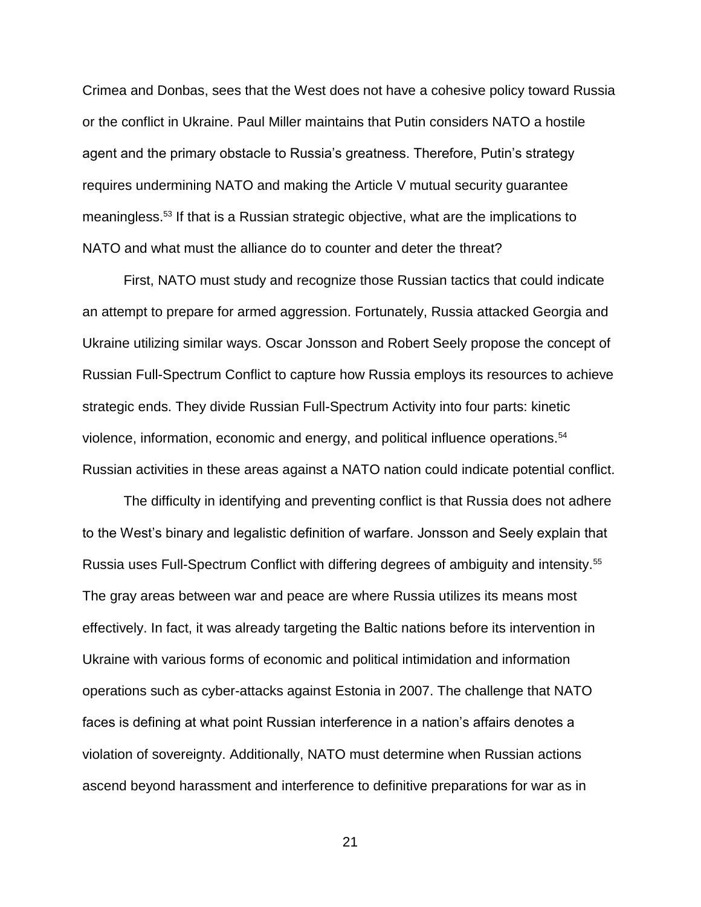Crimea and Donbas, sees that the West does not have a cohesive policy toward Russia or the conflict in Ukraine. Paul Miller maintains that Putin considers NATO a hostile agent and the primary obstacle to Russia's greatness. Therefore, Putin's strategy requires undermining NATO and making the Article V mutual security guarantee meaningless.[53] If that is a Russian strategic objective, what are the implications to NATO and what must the alliance do to counter and deter the threat?

First, NATO must study and recognize those Russian tactics that could indicate an attempt to prepare for armed aggression. Fortunately, Russia attacked Georgia and Ukraine utilizing similar ways. Oscar Jonsson and Robert Seely propose the concept of Russian Full-Spectrum Conflict to capture how Russia employs its resources to achieve strategic ends. They divide Russian Full-Spectrum Activity into four parts: kinetic violence, information, economic and energy, and political influence operations.[54] Russian activities in these areas against a NATO nation could indicate potential conflict.

The difficulty in identifying and preventing conflict is that Russia does not adhere to the West's binary and legalistic definition of warfare. Jonsson and Seely explain that Russia uses Full-Spectrum Conflict with differing degrees of ambiguity and intensity.[55] The gray areas between war and peace are where Russia utilizes its means most effectively. In fact, it was already targeting the Baltic nations before its intervention in Ukraine with various forms of economic and political intimidation and information operations such as cyber-attacks against Estonia in 2007. The challenge that NATO faces is defining at what point Russian interference in a nation's affairs denotes a violation of sovereignty. Additionally, NATO must determine when Russian actions ascend beyond harassment and interference to definitive preparations for war as in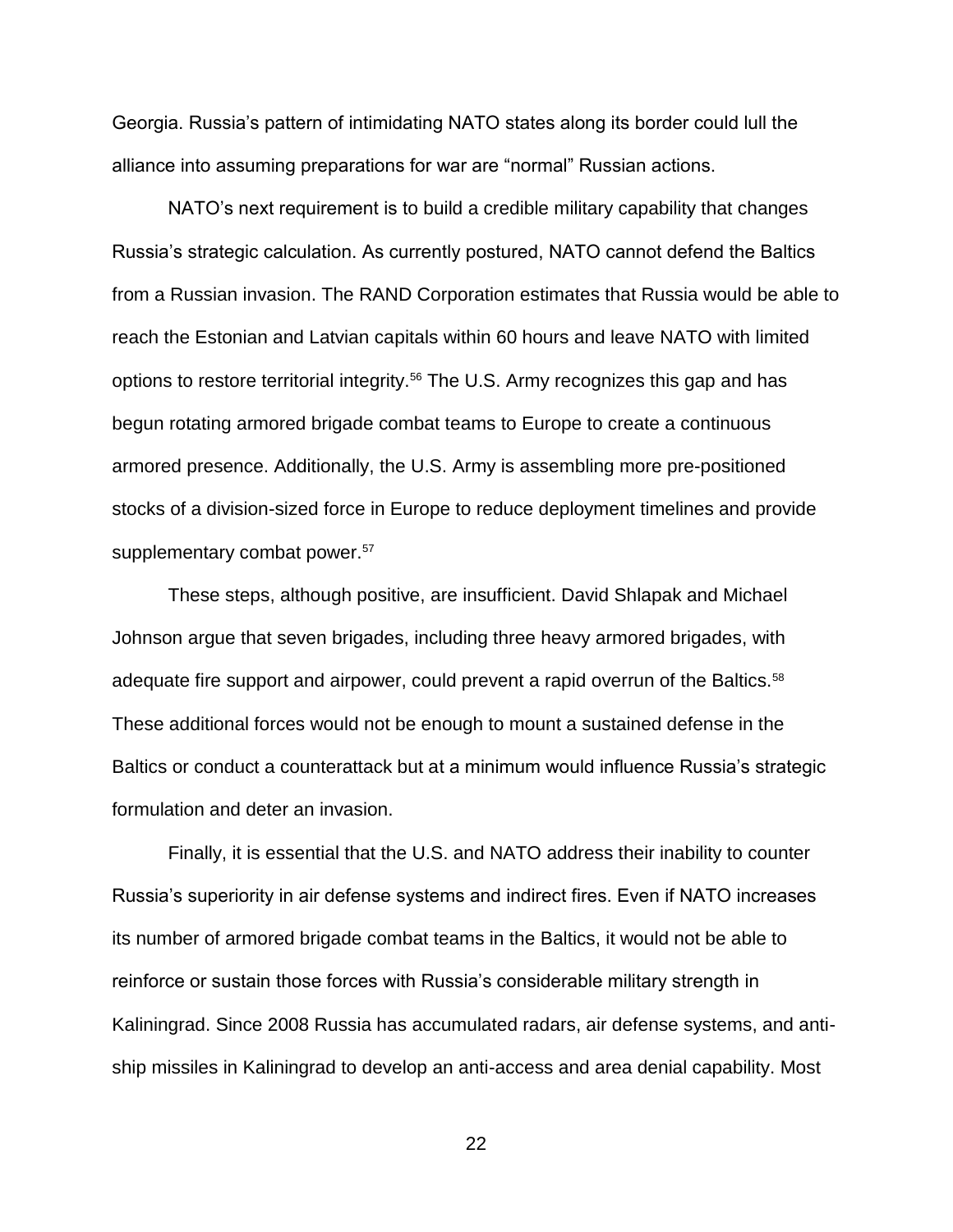Georgia. Russia's pattern of intimidating NATO states along its border could lull the alliance into assuming preparations for war are "normal" Russian actions.

NATO's next requirement is to build a credible military capability that changes Russia's strategic calculation. As currently postured, NATO cannot defend the Baltics from a Russian invasion. The RAND Corporation estimates that Russia would be able to reach the Estonian and Latvian capitals within 60 hours and leave NATO with limited options to restore territorial integrity.[56] The U.S. Army recognizes this gap and has begun rotating armored brigade combat teams to Europe to create a continuous armored presence. Additionally, the U.S. Army is assembling more pre-positioned stocks of a division-sized force in Europe to reduce deployment timelines and provide supplementary combat power.[57]

These steps, although positive, are insufficient. David Shlapak and Michael Johnson argue that seven brigades, including three heavy armored brigades, with adequate fire support and airpower, could prevent a rapid overrun of the Baltics.[58] These additional forces would not be enough to mount a sustained defense in the Baltics or conduct a counterattack but at a minimum would influence Russia's strategic formulation and deter an invasion.

Finally, it is essential that the U.S. and NATO address their inability to counter Russia's superiority in air defense systems and indirect fires. Even if NATO increases its number of armored brigade combat teams in the Baltics, it would not be able to reinforce or sustain those forces with Russia's considerable military strength in Kaliningrad. Since 2008 Russia has accumulated radars, air defense systems, and anti-ship missiles in Kaliningrad to develop an anti-access and area denial capability. Most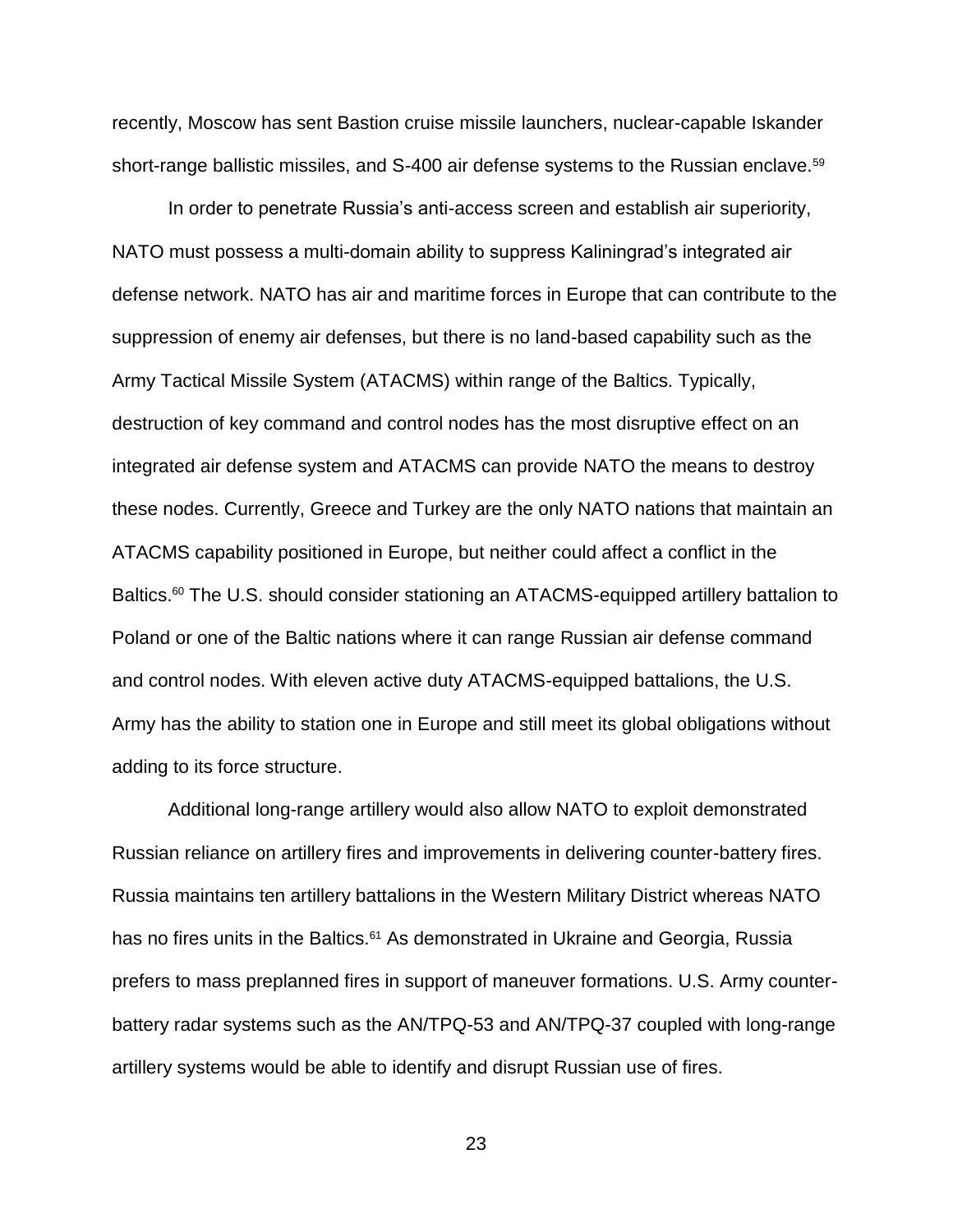recently, Moscow has sent Bastion cruise missile launchers, nuclear-capable Iskander short-range ballistic missiles, and S-400 air defense systems to the Russian enclave.[59]

In order to penetrate Russia's anti-access screen and establish air superiority, NATO must possess a multi-domain ability to suppress Kaliningrad's integrated air defense network. NATO has air and maritime forces in Europe that can contribute to the suppression of enemy air defenses, but there is no land-based capability such as the Army Tactical Missile System (ATACMS) within range of the Baltics. Typically, destruction of key command and control nodes has the most disruptive effect on an integrated air defense system and ATACMS can provide NATO the means to destroy these nodes. Currently, Greece and Turkey are the only NATO nations that maintain an ATACMS capability positioned in Europe, but neither could affect a conflict in the Baltics.[60] The U.S. should consider stationing an ATACMS-equipped artillery battalion to Poland or one of the Baltic nations where it can range Russian air defense command and control nodes. With eleven active duty ATACMS-equipped battalions, the U.S. Army has the ability to station one in Europe and still meet its global obligations without adding to its force structure.

Additional long-range artillery would also allow NATO to exploit demonstrated Russian reliance on artillery fires and improvements in delivering counter-battery fires. Russia maintains ten artillery battalions in the Western Military District whereas NATO has no fires units in the Baltics.[61] As demonstrated in Ukraine and Georgia, Russia prefers to mass preplanned fires in support of maneuver formations. U.S. Army counter-battery radar systems such as the AN/TPQ-53 and AN/TPQ-37 coupled with long-range artillery systems would be able to identify and disrupt Russian use of fires.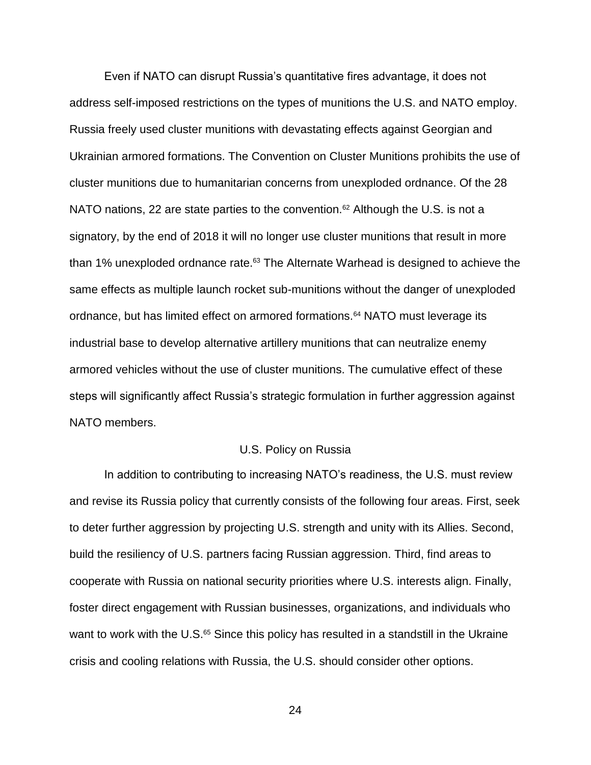Even if NATO can disrupt Russia's quantitative fires advantage, it does not address self-imposed restrictions on the types of munitions the U.S. and NATO employ. Russia freely used cluster munitions with devastating effects against Georgian and Ukrainian armored formations. The Convention on Cluster Munitions prohibits the use of cluster munitions due to humanitarian concerns from unexploded ordnance. Of the 28 NATO nations, 22 are state parties to the convention.[62] Although the U.S. is not a signatory, by the end of 2018 it will no longer use cluster munitions that result in more than 1% unexploded ordnance rate.[63] The Alternate Warhead is designed to achieve the same effects as multiple launch rocket sub-munitions without the danger of unexploded ordnance, but has limited effect on armored formations.[64] NATO must leverage its industrial base to develop alternative artillery munitions that can neutralize enemy armored vehicles without the use of cluster munitions. The cumulative effect of these steps will significantly affect Russia's strategic formulation in further aggression against NATO members.

## U.S. Policy on Russia

In addition to contributing to increasing NATO's readiness, the U.S. must review and revise its Russia policy that currently consists of the following four areas. First, seek to deter further aggression by projecting U.S. strength and unity with its Allies. Second, build the resiliency of U.S. partners facing Russian aggression. Third, find areas to cooperate with Russia on national security priorities where U.S. interests align. Finally, foster direct engagement with Russian businesses, organizations, and individuals who want to work with the U.S.[65] Since this policy has resulted in a standstill in the Ukraine crisis and cooling relations with Russia, the U.S. should consider other options.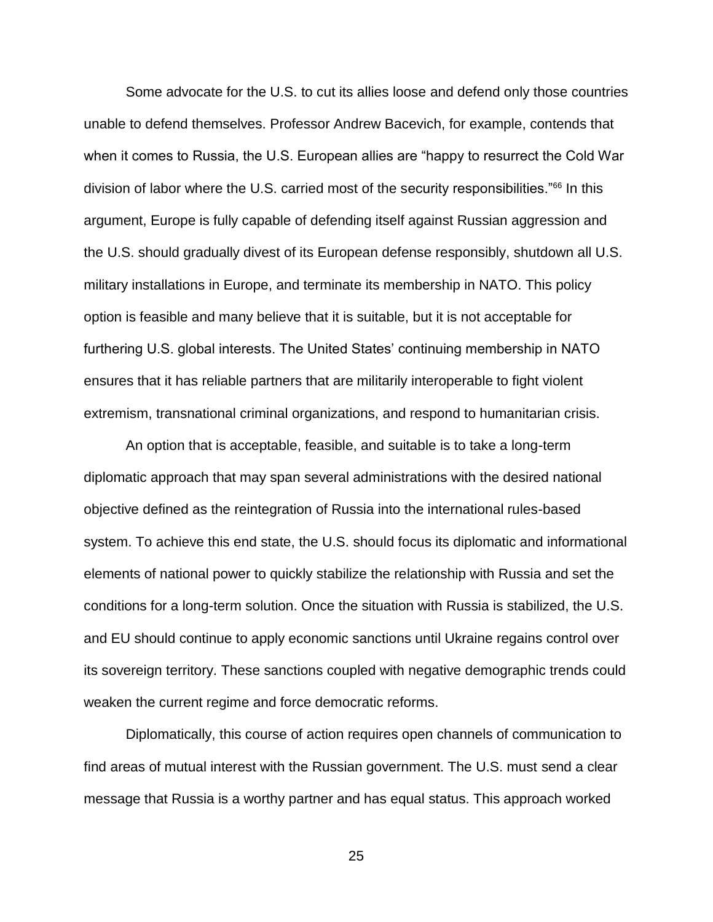Some advocate for the U.S. to cut its allies loose and defend only those countries unable to defend themselves. Professor Andrew Bacevich, for example, contends that when it comes to Russia, the U.S. European allies are "happy to resurrect the Cold War division of labor where the U.S. carried most of the security responsibilities."[66] In this argument, Europe is fully capable of defending itself against Russian aggression and the U.S. should gradually divest of its European defense responsibly, shutdown all U.S. military installations in Europe, and terminate its membership in NATO. This policy option is feasible and many believe that it is suitable, but it is not acceptable for furthering U.S. global interests. The United States' continuing membership in NATO ensures that it has reliable partners that are militarily interoperable to fight violent extremism, transnational criminal organizations, and respond to humanitarian crisis.

An option that is acceptable, feasible, and suitable is to take a long-term diplomatic approach that may span several administrations with the desired national objective defined as the reintegration of Russia into the international rules-based system. To achieve this end state, the U.S. should focus its diplomatic and informational elements of national power to quickly stabilize the relationship with Russia and set the conditions for a long-term solution. Once the situation with Russia is stabilized, the U.S. and EU should continue to apply economic sanctions until Ukraine regains control over its sovereign territory. These sanctions coupled with negative demographic trends could weaken the current regime and force democratic reforms.

Diplomatically, this course of action requires open channels of communication to find areas of mutual interest with the Russian government. The U.S. must send a clear message that Russia is a worthy partner and has equal status. This approach worked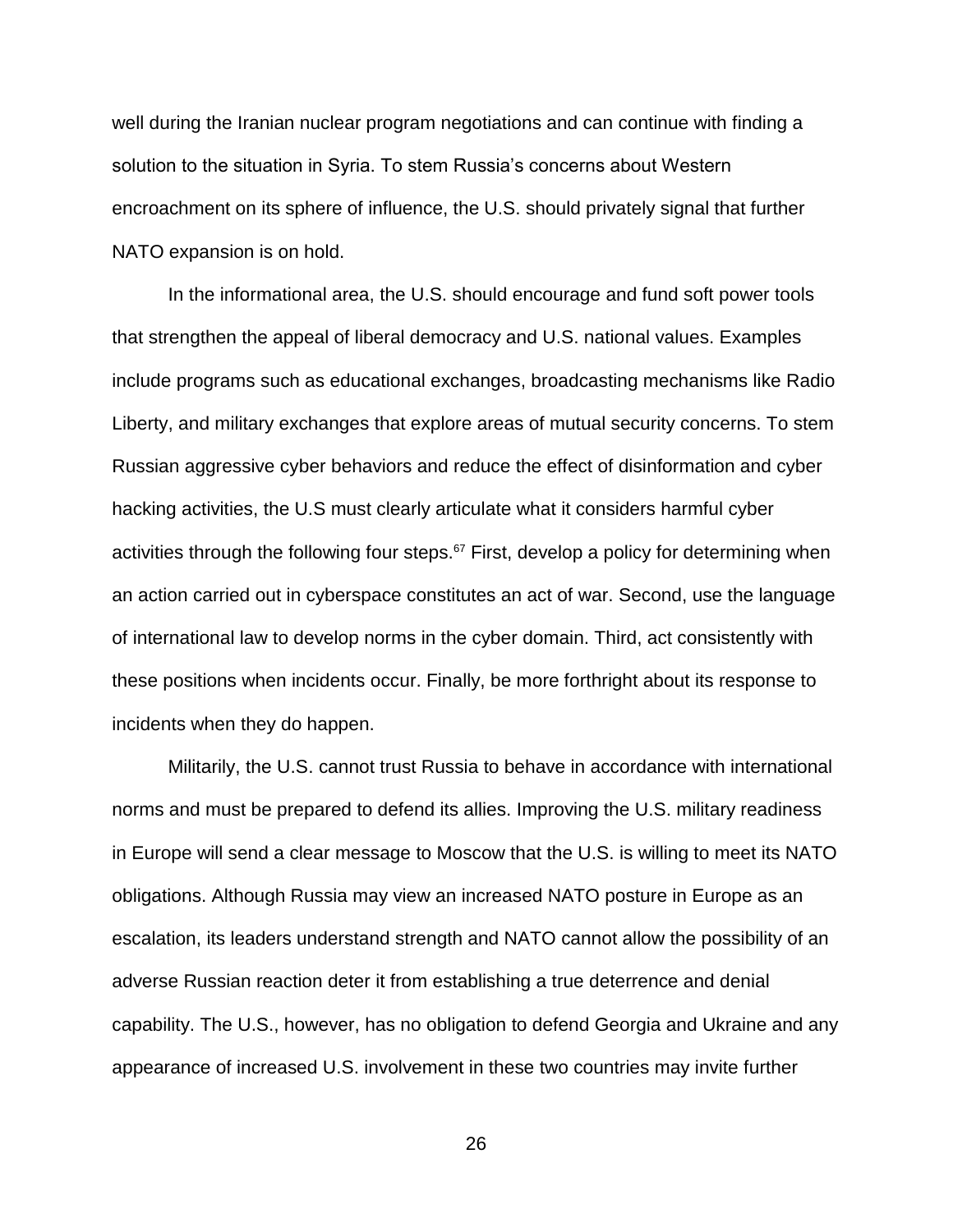well during the Iranian nuclear program negotiations and can continue with finding a solution to the situation in Syria. To stem Russia's concerns about Western encroachment on its sphere of influence, the U.S. should privately signal that further NATO expansion is on hold.

In the informational area, the U.S. should encourage and fund soft power tools that strengthen the appeal of liberal democracy and U.S. national values. Examples include programs such as educational exchanges, broadcasting mechanisms like Radio Liberty, and military exchanges that explore areas of mutual security concerns. To stem Russian aggressive cyber behaviors and reduce the effect of disinformation and cyber hacking activities, the U.S must clearly articulate what it considers harmful cyber activities through the following four steps.[67] First, develop a policy for determining when an action carried out in cyberspace constitutes an act of war. Second, use the language of international law to develop norms in the cyber domain. Third, act consistently with these positions when incidents occur. Finally, be more forthright about its response to incidents when they do happen.

Militarily, the U.S. cannot trust Russia to behave in accordance with international norms and must be prepared to defend its allies. Improving the U.S. military readiness in Europe will send a clear message to Moscow that the U.S. is willing to meet its NATO obligations. Although Russia may view an increased NATO posture in Europe as an escalation, its leaders understand strength and NATO cannot allow the possibility of an adverse Russian reaction deter it from establishing a true deterrence and denial capability. The U.S., however, has no obligation to defend Georgia and Ukraine and any appearance of increased U.S. involvement in these two countries may invite further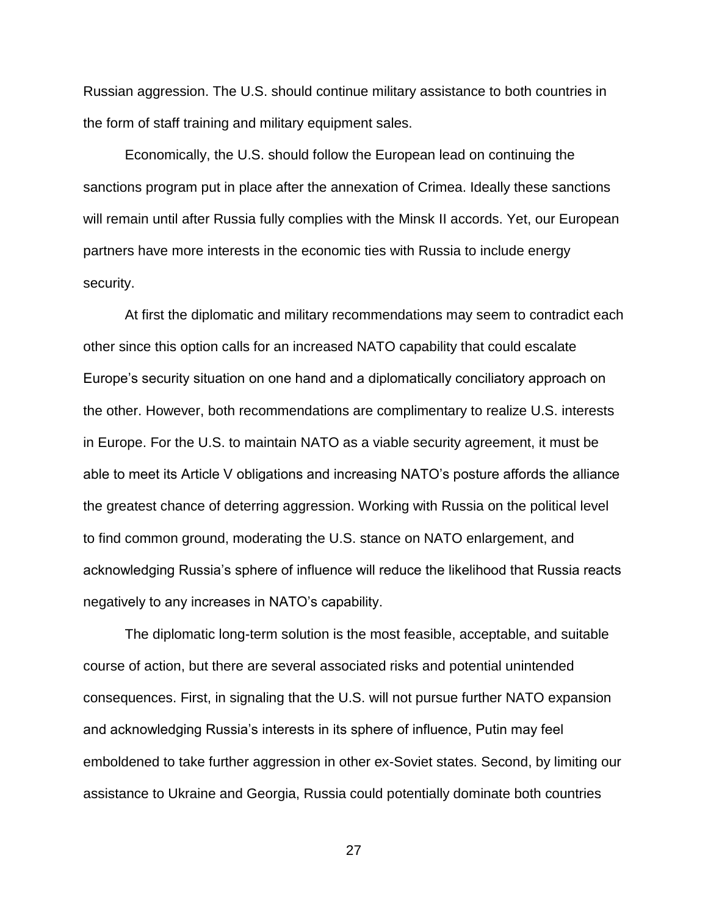Russian aggression. The U.S. should continue military assistance to both countries in the form of staff training and military equipment sales.

Economically, the U.S. should follow the European lead on continuing the sanctions program put in place after the annexation of Crimea. Ideally these sanctions will remain until after Russia fully complies with the Minsk II accords. Yet, our European partners have more interests in the economic ties with Russia to include energy security.

At first the diplomatic and military recommendations may seem to contradict each other since this option calls for an increased NATO capability that could escalate Europe's security situation on one hand and a diplomatically conciliatory approach on the other. However, both recommendations are complimentary to realize U.S. interests in Europe. For the U.S. to maintain NATO as a viable security agreement, it must be able to meet its Article V obligations and increasing NATO's posture affords the alliance the greatest chance of deterring aggression. Working with Russia on the political level to find common ground, moderating the U.S. stance on NATO enlargement, and acknowledging Russia's sphere of influence will reduce the likelihood that Russia reacts negatively to any increases in NATO's capability.

The diplomatic long-term solution is the most feasible, acceptable, and suitable course of action, but there are several associated risks and potential unintended consequences. First, in signaling that the U.S. will not pursue further NATO expansion and acknowledging Russia's interests in its sphere of influence, Putin may feel emboldened to take further aggression in other ex-Soviet states. Second, by limiting our assistance to Ukraine and Georgia, Russia could potentially dominate both countries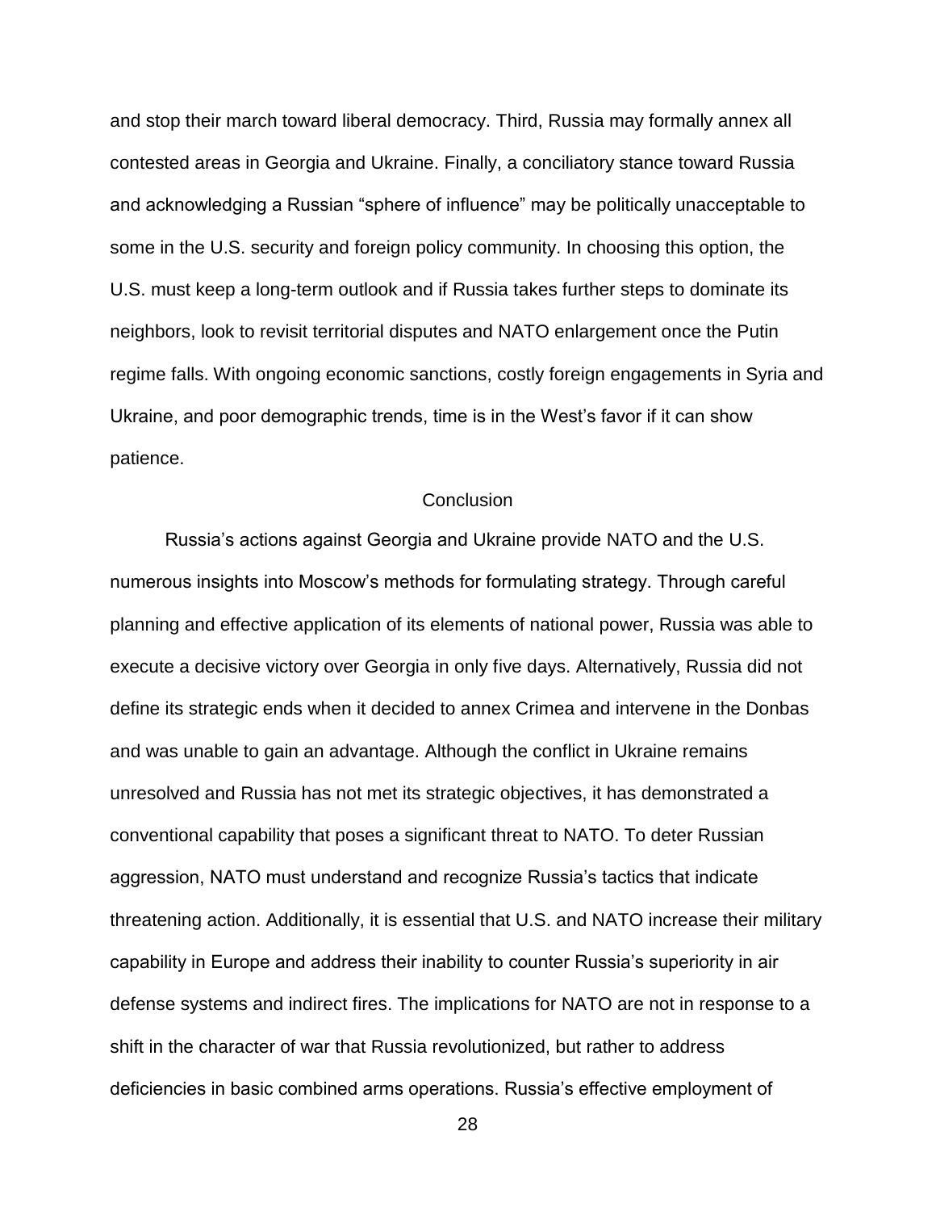and stop their march toward liberal democracy. Third, Russia may formally annex all contested areas in Georgia and Ukraine. Finally, a conciliatory stance toward Russia and acknowledging a Russian "sphere of influence" may be politically unacceptable to some in the U.S. security and foreign policy community. In choosing this option, the U.S. must keep a long-term outlook and if Russia takes further steps to dominate its neighbors, look to revisit territorial disputes and NATO enlargement once the Putin regime falls. With ongoing economic sanctions, costly foreign engagements in Syria and Ukraine, and poor demographic trends, time is in the West's favor if it can show patience.

## Conclusion

Russia's actions against Georgia and Ukraine provide NATO and the U.S. numerous insights into Moscow's methods for formulating strategy. Through careful planning and effective application of its elements of national power, Russia was able to execute a decisive victory over Georgia in only five days. Alternatively, Russia did not define its strategic ends when it decided to annex Crimea and intervene in the Donbas and was unable to gain an advantage. Although the conflict in Ukraine remains unresolved and Russia has not met its strategic objectives, it has demonstrated a conventional capability that poses a significant threat to NATO. To deter Russian aggression, NATO must understand and recognize Russia's tactics that indicate threatening action. Additionally, it is essential that U.S. and NATO increase their military capability in Europe and address their inability to counter Russia's superiority in air defense systems and indirect fires. The implications for NATO are not in response to a shift in the character of war that Russia revolutionized, but rather to address deficiencies in basic combined arms operations. Russia's effective employment of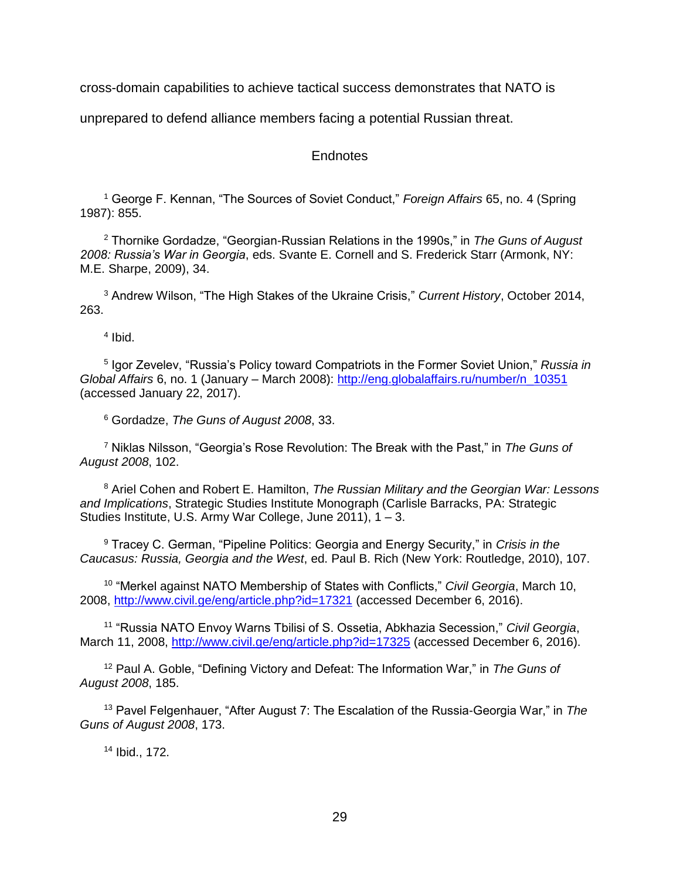cross-domain capabilities to achieve tactical success demonstrates that NATO is unprepared to defend alliance members facing a potential Russian threat.

## Endnotes

[1] George F. Kennan, "The Sources of Soviet Conduct," *Foreign Affairs* 65, no. 4 (Spring 1987): 855.

[2] Thornike Gordadze, "Georgian-Russian Relations in the 1990s," in *The Guns of August 2008: Russia's War in Georgia*, eds. Svante E. Cornell and S. Frederick Starr (Armonk, NY: M.E. Sharpe, 2009), 34.

[3] Andrew Wilson, "The High Stakes of the Ukraine Crisis," *Current History*, October 2014, 263.

[4] Ibid.

[5] Igor Zevelev, "Russia's Policy toward Compatriots in the Former Soviet Union," *Russia in Global Affairs* 6, no. 1 (January – March 2008): http://eng.globalaffairs.ru/number/n_10351 (accessed January 22, 2017).

[6] Gordadze, *The Guns of August 2008*, 33.

[7] Niklas Nilsson, "Georgia's Rose Revolution: The Break with the Past," in *The Guns of August 2008*, 102.

[8] Ariel Cohen and Robert E. Hamilton, *The Russian Military and the Georgian War: Lessons and Implications*, Strategic Studies Institute Monograph (Carlisle Barracks, PA: Strategic Studies Institute, U.S. Army War College, June 2011), 1 – 3.

[9] Tracey C. German, "Pipeline Politics: Georgia and Energy Security," in *Crisis in the Caucasus: Russia, Georgia and the West*, ed. Paul B. Rich (New York: Routledge, 2010), 107.

[10] "Merkel against NATO Membership of States with Conflicts," *Civil Georgia*, March 10, 2008, http://www.civil.ge/eng/article.php?id=17321 (accessed December 6, 2016).

[11] "Russia NATO Envoy Warns Tbilisi of S. Ossetia, Abkhazia Secession," *Civil Georgia*, March 11, 2008, http://www.civil.ge/eng/article.php?id=17325 (accessed December 6, 2016).

[12] Paul A. Goble, "Defining Victory and Defeat: The Information War," in *The Guns of August 2008*, 185.

[13] Pavel Felgenhauer, "After August 7: The Escalation of the Russia-Georgia War," in *The Guns of August 2008*, 173.

[14] Ibid., 172.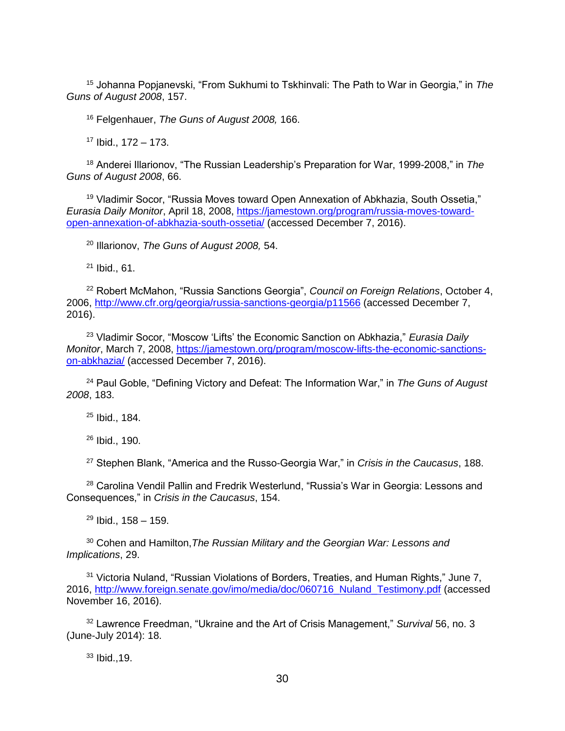[15] Johanna Popjanevski, “From Sukhumi to Tskhinvali: The Path to War in Georgia,” in *The Guns of August 2008*, 157.

[16] Felgenhauer, *The Guns of August 2008,* 166.

[17] Ibid., 172 – 173.

[18] Anderei Illarionov, “The Russian Leadership’s Preparation for War, 1999-2008,” in *The Guns of August 2008*, 66.

[19] Vladimir Socor, “Russia Moves toward Open Annexation of Abkhazia, South Ossetia,” *Eurasia Daily Monitor*, April 18, 2008, https://jamestown.org/program/russia-moves-toward-open-annexation-of-abkhazia-south-ossetia/ (accessed December 7, 2016).

[20] Illarionov, *The Guns of August 2008,* 54.

[21] Ibid., 61.

[22] Robert McMahon, “Russia Sanctions Georgia”, *Council on Foreign Relations*, October 4, 2006, http://www.cfr.org/georgia/russia-sanctions-georgia/p11566 (accessed December 7, 2016).

[23] Vladimir Socor, “Moscow ‘Lifts’ the Economic Sanction on Abkhazia,” *Eurasia Daily Monitor*, March 7, 2008, https://jamestown.org/program/moscow-lifts-the-economic-sanctions-on-abkhazia/ (accessed December 7, 2016).

[24] Paul Goble, “Defining Victory and Defeat: The Information War,” in *The Guns of August 2008*, 183.

[25] Ibid., 184.

[26] Ibid., 190.

[27] Stephen Blank, “America and the Russo-Georgia War,” in *Crisis in the Caucasus*, 188.

[28] Carolina Vendil Pallin and Fredrik Westerlund, “Russia’s War in Georgia: Lessons and Consequences,” in *Crisis in the Caucasus*, 154.

[29] Ibid., 158 – 159.

[30] Cohen and Hamilton,*The Russian Military and the Georgian War: Lessons and Implications*, 29.

[31] Victoria Nuland, “Russian Violations of Borders, Treaties, and Human Rights,” June 7, 2016, http://www.foreign.senate.gov/imo/media/doc/060716_Nuland_Testimony.pdf (accessed November 16, 2016).

[32] Lawrence Freedman, “Ukraine and the Art of Crisis Management,” *Survival* 56, no. 3 (June-July 2014): 18.

[33] Ibid.,19.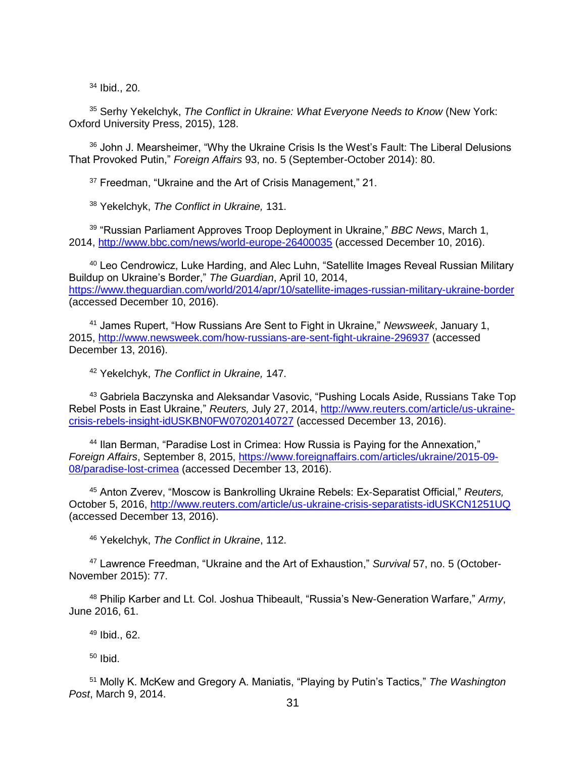[34] Ibid., 20.

[35] Serhy Yekelchyk, *The Conflict in Ukraine: What Everyone Needs to Know* (New York: Oxford University Press, 2015), 128.

[36] John J. Mearsheimer, "Why the Ukraine Crisis Is the West's Fault: The Liberal Delusions That Provoked Putin," *Foreign Affairs* 93, no. 5 (September-October 2014): 80.

[37] Freedman, "Ukraine and the Art of Crisis Management," 21.

[38] Yekelchyk, *The Conflict in Ukraine,* 131.

[39] "Russian Parliament Approves Troop Deployment in Ukraine," *BBC News*, March 1, 2014, http://www.bbc.com/news/world-europe-26400035 (accessed December 10, 2016).

[40] Leo Cendrowicz, Luke Harding, and Alec Luhn, "Satellite Images Reveal Russian Military Buildup on Ukraine's Border," *The Guardian*, April 10, 2014, https://www.theguardian.com/world/2014/apr/10/satellite-images-russian-military-ukraine-border (accessed December 10, 2016).

[41] James Rupert, "How Russians Are Sent to Fight in Ukraine," *Newsweek*, January 1, 2015, http://www.newsweek.com/how-russians-are-sent-fight-ukraine-296937 (accessed December 13, 2016).

[42] Yekelchyk, *The Conflict in Ukraine,* 147.

[43] Gabriela Baczynska and Aleksandar Vasovic, "Pushing Locals Aside, Russians Take Top Rebel Posts in East Ukraine," *Reuters,* July 27, 2014, http://www.reuters.com/article/us-ukraine-crisis-rebels-insight-idUSKBN0FW07020140727 (accessed December 13, 2016).

[44] Ilan Berman, "Paradise Lost in Crimea: How Russia is Paying for the Annexation," *Foreign Affairs*, September 8, 2015, https://www.foreignaffairs.com/articles/ukraine/2015-09-08/paradise-lost-crimea (accessed December 13, 2016).

[45] Anton Zverev, "Moscow is Bankrolling Ukraine Rebels: Ex-Separatist Official," *Reuters,* October 5, 2016, http://www.reuters.com/article/us-ukraine-crisis-separatists-idUSKCN1251UQ (accessed December 13, 2016).

[46] Yekelchyk, *The Conflict in Ukraine*, 112.

[47] Lawrence Freedman, "Ukraine and the Art of Exhaustion," *Survival* 57, no. 5 (October-November 2015): 77.

[48] Philip Karber and Lt. Col. Joshua Thibeault, "Russia's New-Generation Warfare," *Army*, June 2016, 61.

[49] Ibid., 62.

[50] Ibid.

[51] Molly K. McKew and Gregory A. Maniatis, "Playing by Putin's Tactics," *The Washington Post*, March 9, 2014.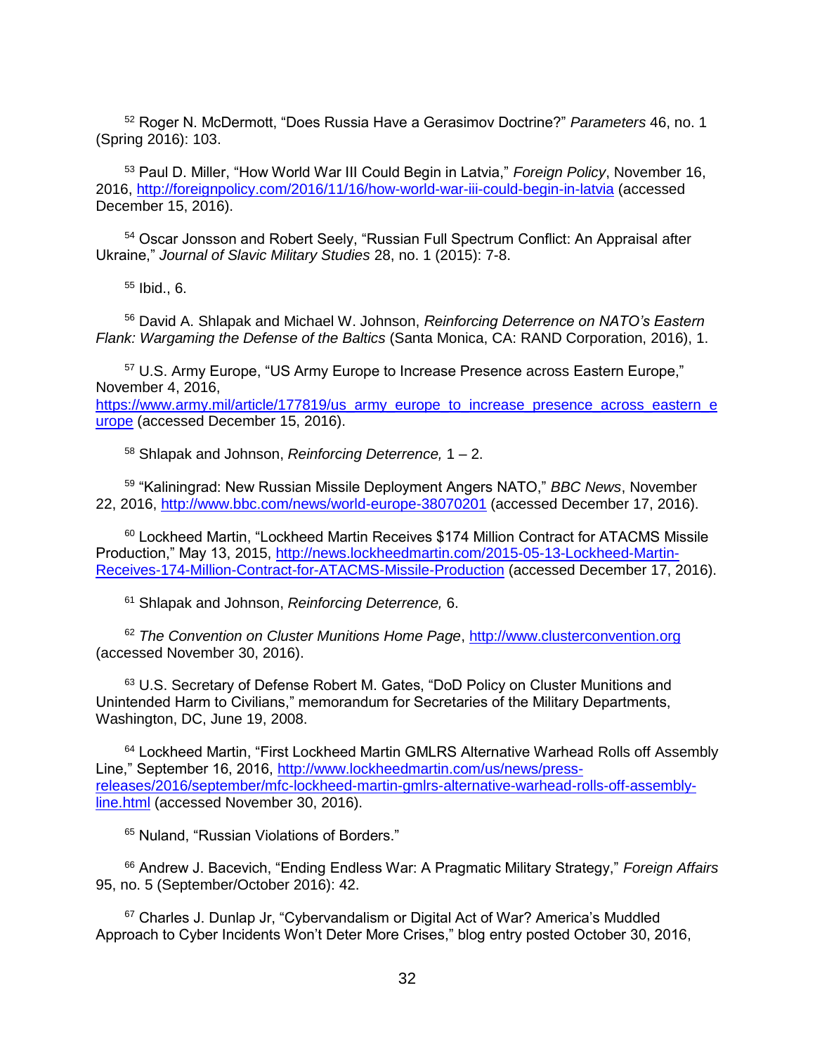[52] Roger N. McDermott, "Does Russia Have a Gerasimov Doctrine?" *Parameters* 46, no. 1 (Spring 2016): 103.

[53] Paul D. Miller, "How World War III Could Begin in Latvia," *Foreign Policy*, November 16, 2016, http://foreignpolicy.com/2016/11/16/how-world-war-iii-could-begin-in-latvia (accessed December 15, 2016).

[54] Oscar Jonsson and Robert Seely, "Russian Full Spectrum Conflict: An Appraisal after Ukraine," *Journal of Slavic Military Studies* 28, no. 1 (2015): 7-8.

[55] Ibid., 6.

[56] David A. Shlapak and Michael W. Johnson, *Reinforcing Deterrence on NATO's Eastern Flank: Wargaming the Defense of the Baltics* (Santa Monica, CA: RAND Corporation, 2016), 1.

[57] U.S. Army Europe, "US Army Europe to Increase Presence across Eastern Europe," November 4, 2016, https://www.army.mil/article/177819/us_army_europe_to_increase_presence_across_eastern_europe (accessed December 15, 2016).

[58] Shlapak and Johnson, *Reinforcing Deterrence,* 1 – 2.

[59] "Kaliningrad: New Russian Missile Deployment Angers NATO," *BBC News*, November 22, 2016, http://www.bbc.com/news/world-europe-38070201 (accessed December 17, 2016).

[60] Lockheed Martin, "Lockheed Martin Receives $174 Million Contract for ATACMS Missile Production," May 13, 2015, http://news.lockheedmartin.com/2015-05-13-Lockheed-Martin-Receives-174-Million-Contract-for-ATACMS-Missile-Production (accessed December 17, 2016).

[61] Shlapak and Johnson, *Reinforcing Deterrence,* 6.

[62] *The Convention on Cluster Munitions Home Page*, http://www.clusterconvention.org (accessed November 30, 2016).

[63] U.S. Secretary of Defense Robert M. Gates, "DoD Policy on Cluster Munitions and Unintended Harm to Civilians," memorandum for Secretaries of the Military Departments, Washington, DC, June 19, 2008.

[64] Lockheed Martin, "First Lockheed Martin GMLRS Alternative Warhead Rolls off Assembly Line," September 16, 2016, http://www.lockheedmartin.com/us/news/press-releases/2016/september/mfc-lockheed-martin-gmlrs-alternative-warhead-rolls-off-assembly-line.html (accessed November 30, 2016).

[65] Nuland, "Russian Violations of Borders."

[66] Andrew J. Bacevich, "Ending Endless War: A Pragmatic Military Strategy," *Foreign Affairs* 95, no. 5 (September/October 2016): 42.

[67] Charles J. Dunlap Jr, "Cybervandalism or Digital Act of War? America's Muddled Approach to Cyber Incidents Won't Deter More Crises," blog entry posted October 30, 2016,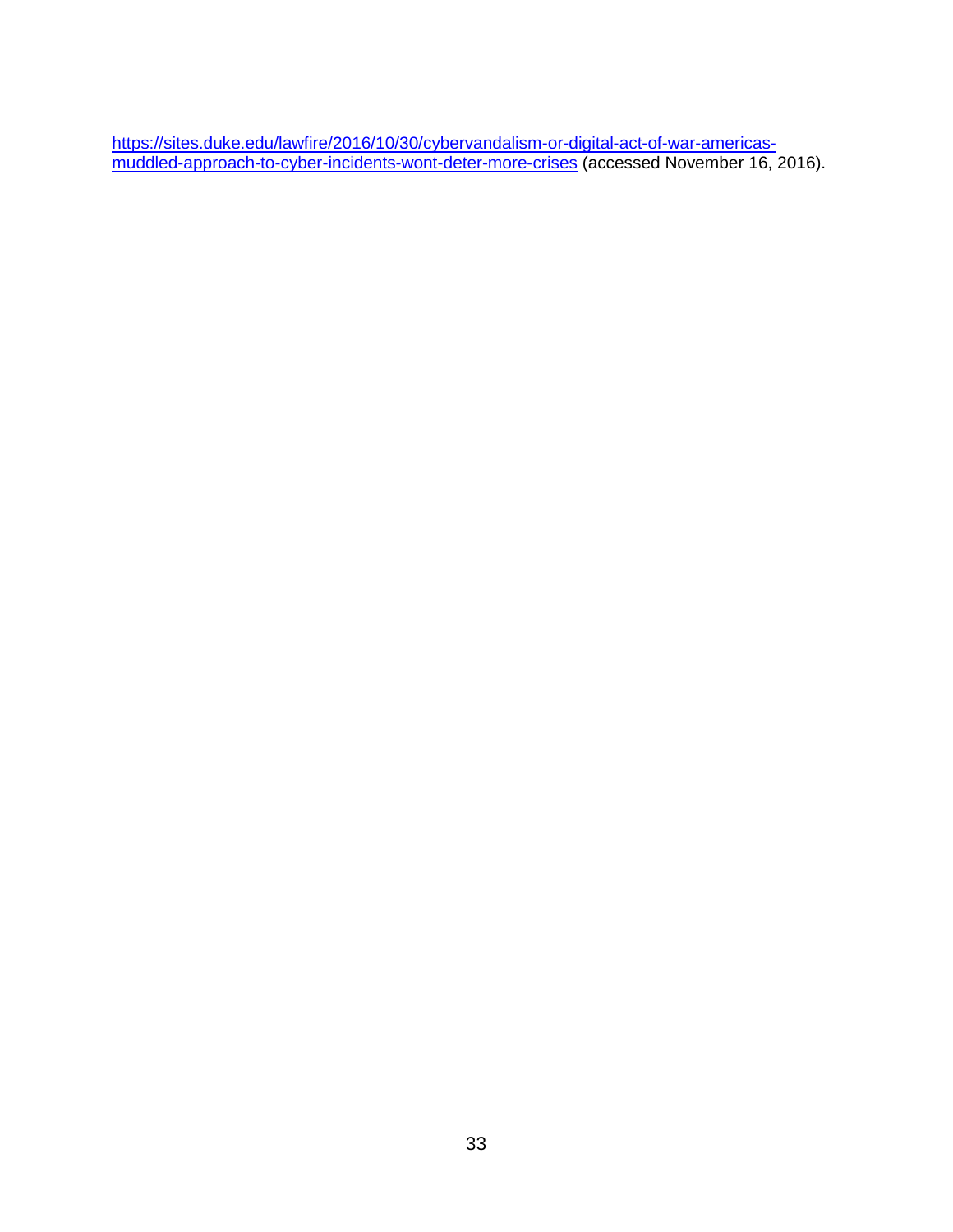https://sites.duke.edu/lawfire/2016/10/30/cybervandalism-or-digital-act-of-war-americas-muddled-approach-to-cyber-incidents-wont-deter-more-crises (accessed November 16, 2016).